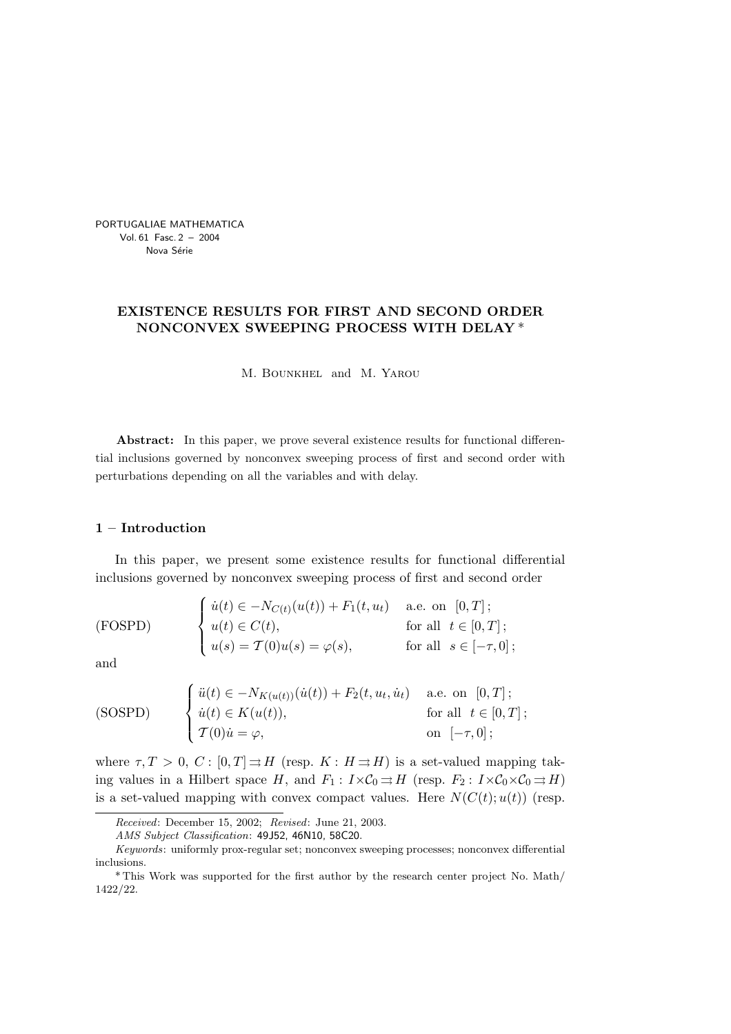# EXISTENCE RESULTS FOR FIRST AND SECOND ORDER NONCONVEX SWEEPING PROCESS WITH DELAY *

M. Bounkhel and M. Yarou

**Abstract:** In this paper, we prove several existence results for functional differential inclusions governed by nonconvex sweeping process of first and second order with perturbations depending on all the variables and with delay.

## 1 – Introduction

In this paper, we present some existence results for functional differential inclusions governed by nonconvex sweeping process of first and second order

$$\text{(FOSPD)} \qquad \begin{cases} \dot{u}(t) \in -N_{C(t)}(u(t)) + F_1(t, u_t) & \text{a.e. on } [0,T]\,; \\ u(t) \in C(t), & \text{for all } t \in [0,T]\,; \\ u(s) = \mathcal{T}(0)u(s) = \varphi(s), & \text{for all } s \in [-\tau, 0]\,; \end{cases}$$

and

$$\text{(SOSPD)} \qquad \begin{cases} \ddot{u}(t) \in -N_{K(u(t))}(\dot{u}(t)) + F_2(t, u_t, \dot{u}_t) & \text{a.e. on } [0,T]\,; \\ \dot{u}(t) \in K(u(t)), & \text{for all } t \in [0,T]\,; \\ \mathcal{T}(0)\dot{u} = \varphi, & \text{on } [-\tau, 0]\,; \end{cases}$$

where $\tau, T > 0$, $C\colon [0,T] \rightrightarrows H$ (resp. $K\colon H \rightrightarrows H$) is a set-valued mapping taking values in a Hilbert space $H$, and $F_1 : I \times \mathcal{C}_0 \rightrightarrows H$ (resp. $F_2 : I \times \mathcal{C}_0 \times \mathcal{C}_0 \rightrightarrows H$) is a set-valued mapping with convex compact values. Here $N(C(t); u(t))$ (resp.

---

*Received*: December 15, 2002; *Revised*: June 21, 2003.

*AMS Subject Classification*: 49J52, 46N10, 58C20.

*Keywords*: uniformly prox-regular set; nonconvex sweeping processes; nonconvex differential inclusions.

* This Work was supported for the first author by the research center project No. Math/1422/22.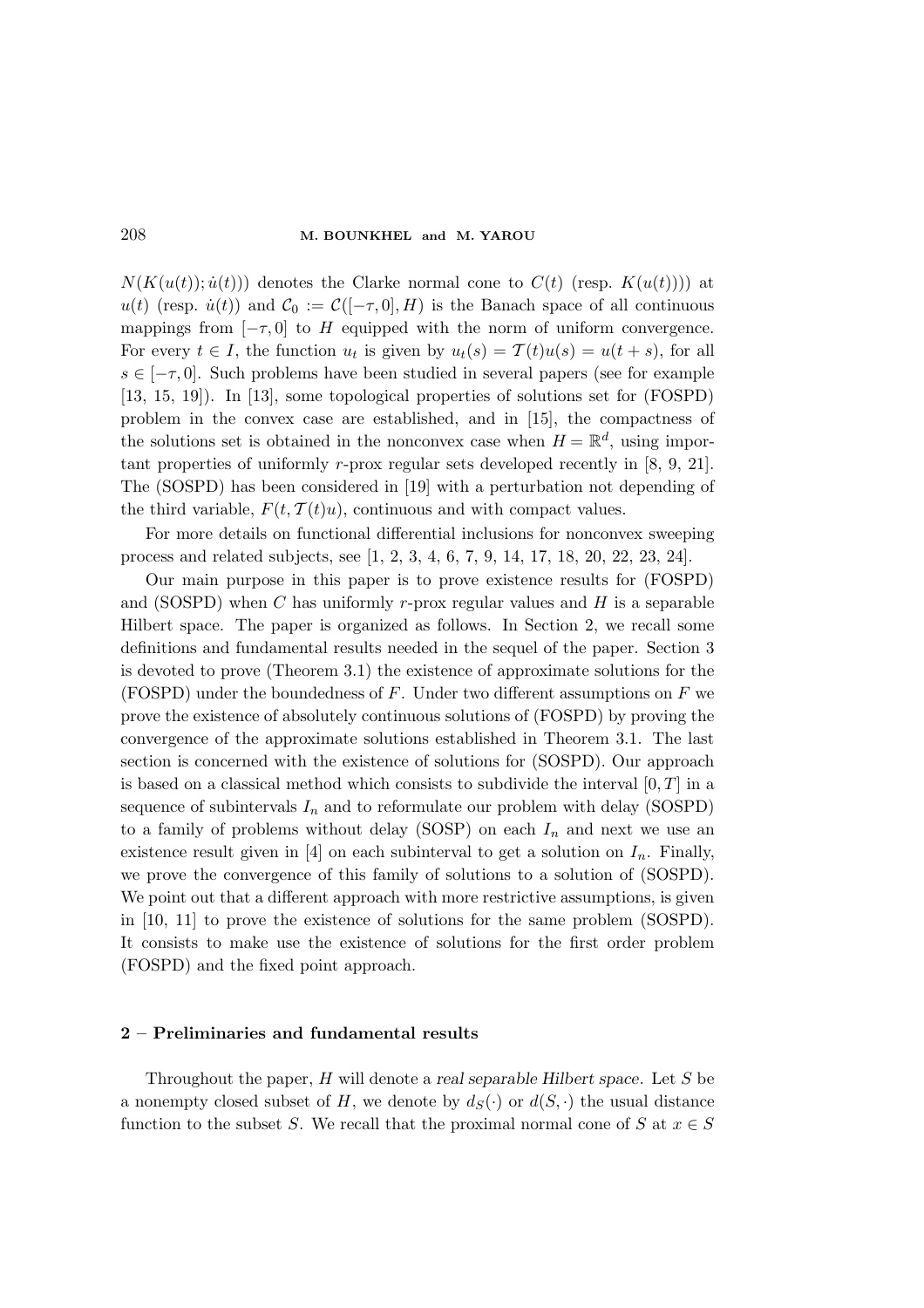$N(K(u(t)); \dot{u}(t))$) denotes the Clarke normal cone to $C(t)$ (resp. $K(u(t))$)) at $u(t)$ (resp. $\dot{u}(t)$) and $\mathcal{C}_0 := \mathcal{C}([-\tau, 0], H)$ is the Banach space of all continuous mappings from $[-\tau, 0]$ to $H$ equipped with the norm of uniform convergence. For every $t \in I$, the function $u_t$ is given by $u_t(s) = \mathcal{T}(t)u(s) = u(t+s)$, for all $s \in [-\tau, 0]$. Such problems have been studied in several papers (see for example [13, 15, 19]). In [13], some topological properties of solutions set for (FOSPD) problem in the convex case are established, and in [15], the compactness of the solutions set is obtained in the nonconvex case when $H = \mathbb{R}^d$, using important properties of uniformly $r$-prox regular sets developed recently in [8, 9, 21]. The (SOSPD) has been considered in [19] with a perturbation not depending of the third variable, $F(t, \mathcal{T}(t)u)$, continuous and with compact values.

For more details on functional differential inclusions for nonconvex sweeping process and related subjects, see [1, 2, 3, 4, 6, 7, 9, 14, 17, 18, 20, 22, 23, 24].

Our main purpose in this paper is to prove existence results for (FOSPD) and (SOSPD) when $C$ has uniformly $r$-prox regular values and $H$ is a separable Hilbert space. The paper is organized as follows. In Section 2, we recall some definitions and fundamental results needed in the sequel of the paper. Section 3 is devoted to prove (Theorem 3.1) the existence of approximate solutions for the (FOSPD) under the boundedness of $F$. Under two different assumptions on $F$ we prove the existence of absolutely continuous solutions of (FOSPD) by proving the convergence of the approximate solutions established in Theorem 3.1. The last section is concerned with the existence of solutions for (SOSPD). Our approach is based on a classical method which consists to subdivide the interval $[0, T]$ in a sequence of subintervals $I_n$ and to reformulate our problem with delay (SOSPD) to a family of problems without delay (SOSP) on each $I_n$ and next we use an existence result given in [4] on each subinterval to get a solution on $I_n$. Finally, we prove the convergence of this family of solutions to a solution of (SOSPD). We point out that a different approach with more restrictive assumptions, is given in [10, 11] to prove the existence of solutions for the same problem (SOSPD). It consists to make use the existence of solutions for the first order problem (FOSPD) and the fixed point approach.

## 2 – Preliminaries and fundamental results

Throughout the paper, $H$ will denote a *real separable Hilbert space*. Let $S$ be a nonempty closed subset of $H$, we denote by $d_S(\cdot)$ or $d(S, \cdot)$ the usual distance function to the subset $S$. We recall that the proximal normal cone of $S$ at $x \in S$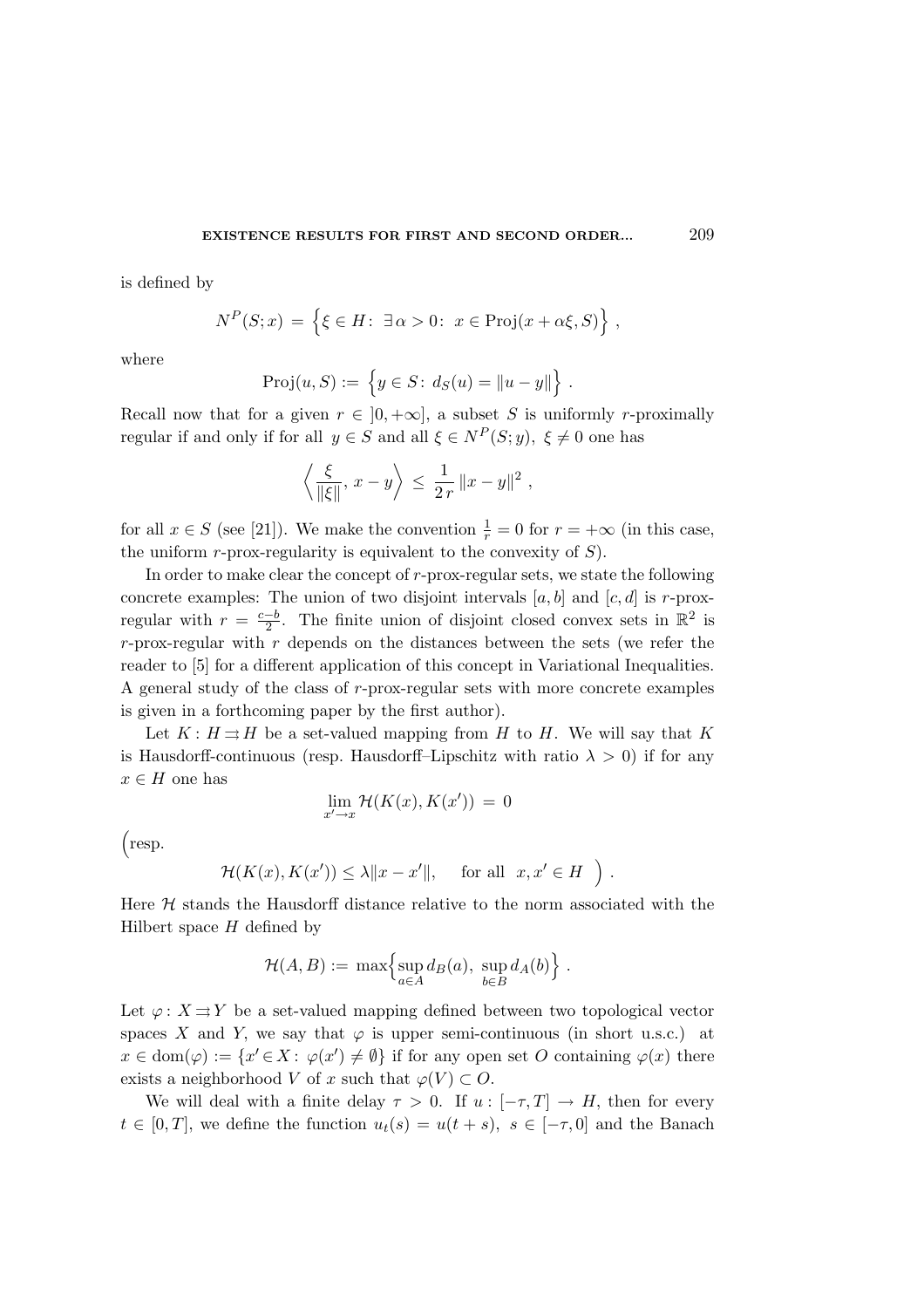is defined by

$$N^P(S;x) = \Big\{\xi \in H\colon\ \exists\, \alpha > 0\colon\ x \in \mathrm{Proj}(x + \alpha\xi, S)\Big\}\,,$$

where

$$\mathrm{Proj}(u, S) := \Big\{y \in S\colon\ d_S(u) = \|u - y\|\Big\}\,.$$

Recall now that for a given $r \in\, ]0, +\infty]$, a subset $S$ is uniformly $r$-proximally regular if and only if for all $y \in S$ and all $\xi \in N^P(S;y),\ \xi \neq 0$ one has

$$\left\langle \frac{\xi}{\|\xi\|},\, x - y \right\rangle \,\leq\, \frac{1}{2\,r}\,\|x - y\|^2\,,$$

for all $x \in S$ (see [21]). We make the convention $\frac{1}{r} = 0$ for $r = +\infty$ (in this case, the uniform $r$-prox-regularity is equivalent to the convexity of $S$).

In order to make clear the concept of $r$-prox-regular sets, we state the following concrete examples: The union of two disjoint intervals $[a,b]$ and $[c,d]$ is $r$-prox-regular with $r = \frac{c-b}{2}$. The finite union of disjoint closed convex sets in $\mathbb{R}^2$ is $r$-prox-regular with $r$ depends on the distances between the sets (we refer the reader to [5] for a different application of this concept in Variational Inequalities. A general study of the class of $r$-prox-regular sets with more concrete examples is given in a forthcoming paper by the first author).

Let $K\colon H \rightrightarrows H$ be a set-valued mapping from $H$ to $H$. We will say that $K$ is Hausdorff-continuous (resp. Hausdorff–Lipschitz with ratio $\lambda > 0$) if for any $x \in H$ one has

$$\lim_{x' \to x} \mathcal{H}(K(x), K(x')) \,=\, 0$$

$\Big($resp.

$$\mathcal{H}(K(x), K(x')) \leq \lambda\|x - x'\|, \quad \text{ for all } \ x, x' \in H \ \Big)\,.$$

Here $\mathcal{H}$ stands the Hausdorff distance relative to the norm associated with the Hilbert space $H$ defined by

$$\mathcal{H}(A,B) := \max\Big\{\sup_{a\in A} d_B(a),\ \sup_{b\in B} d_A(b)\Big\}\,.$$

Let $\varphi\colon X \rightrightarrows Y$ be a set-valued mapping defined between two topological vector spaces $X$ and $Y$, we say that $\varphi$ is upper semi-continuous (in short u.s.c.) at $x \in \mathrm{dom}(\varphi) := \{x' \in X\colon\ \varphi(x') \neq \emptyset\}$ if for any open set $O$ containing $\varphi(x)$ there exists a neighborhood $V$ of $x$ such that $\varphi(V) \subset O$.

We will deal with a finite delay $\tau > 0$. If $u : [-\tau, T] \to H$, then for every $t \in [0,T]$, we define the function $u_t(s) = u(t+s),\ s \in [-\tau, 0]$ and the Banach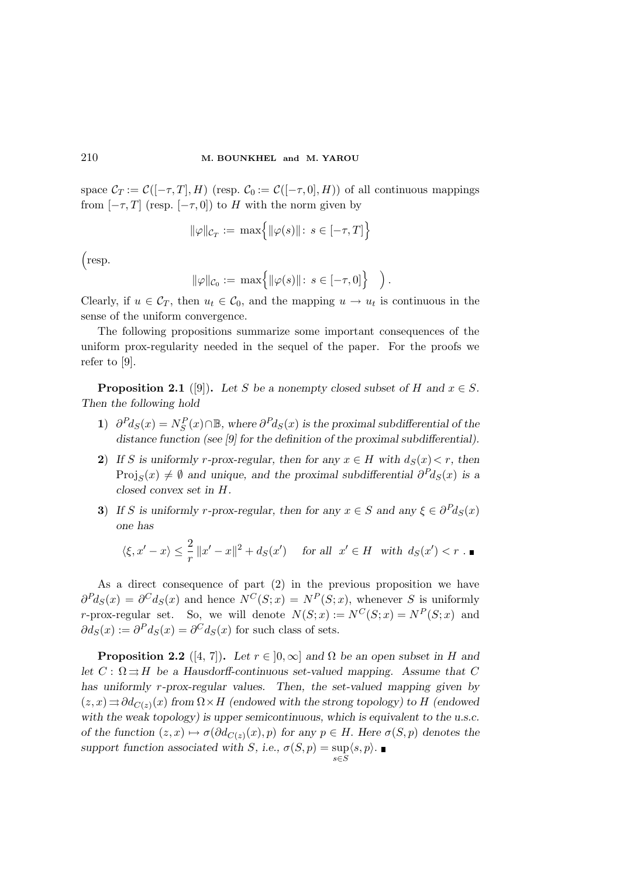space $\mathcal{C}_T := \mathcal{C}([-\tau, T], H)$ (resp. $\mathcal{C}_0 := \mathcal{C}([-\tau, 0], H)$) of all continuous mappings from $[-\tau, T]$ (resp. $[-\tau, 0]$) to $H$ with the norm given by

$$\|\varphi\|_{\mathcal{C}_T} := \max\Big\{\|\varphi(s)\| \colon\, s \in [-\tau, T]\Big\}$$

$\Big($resp.

$$\|\varphi\|_{\mathcal{C}_0} := \max\Big\{\|\varphi(s)\| \colon\, s \in [-\tau, 0]\Big\} \quad \Big).$$

Clearly, if $u \in \mathcal{C}_T$, then $u_t \in \mathcal{C}_0$, and the mapping $u \to u_t$ is continuous in the sense of the uniform convergence.

The following propositions summarize some important consequences of the uniform prox-regularity needed in the sequel of the paper. For the proofs we refer to [9].

**Proposition 2.1** ([9])**.** *Let $S$ be a nonempty closed subset of $H$ and $x \in S$. Then the following hold*

**1)** $\partial^P d_S(x) = N_S^P(x) \cap \mathbb{B}$*, where $\partial^P d_S(x)$ is the proximal subdifferential of the distance function (see [9] for the definition of the proximal subdifferential).*

**2)** *If $S$ is uniformly $r$-prox-regular, then for any $x \in H$ with $d_S(x) < r$, then $\mathrm{Proj}_S(x) \neq \emptyset$ and unique, and the proximal subdifferential $\partial^P d_S(x)$ is a closed convex set in $H$.*

**3)** *If $S$ is uniformly $r$-prox-regular, then for any $x \in S$ and any $\xi \in \partial^P d_S(x)$ one has*

$$\langle \xi, x' - x \rangle \leq \frac{2}{r}\, \|x' - x\|^2 + d_S(x') \quad \text{ for all } \; x' \in H \;\; \text{with} \;\; d_S(x') < r\;. \;\blacksquare$$

As a direct consequence of part (2) in the previous proposition we have $\partial^P d_S(x) = \partial^C d_S(x)$ and hence $N^C(S; x) = N^P(S; x)$, whenever $S$ is uniformly $r$-prox-regular set. So, we will denote $N(S; x) := N^C(S; x) = N^P(S; x)$ and $\partial d_S(x) := \partial^P d_S(x) = \partial^C d_S(x)$ for such class of sets.

**Proposition 2.2** ([4, 7])**.** *Let $r \in\, ]0, \infty]$ and $\Omega$ be an open subset in $H$ and let $C \colon \Omega \rightrightarrows H$ be a Hausdorff-continuous set-valued mapping. Assume that $C$ has uniformly $r$-prox-regular values. Then, the set-valued mapping given by $(z, x) \rightrightarrows \partial d_{C(z)}(x)$ from $\Omega \times H$ (endowed with the strong topology) to $H$ (endowed with the weak topology) is upper semicontinuous, which is equivalent to the u.s.c. of the function $(z, x) \mapsto \sigma(\partial d_{C(z)}(x), p)$ for any $p \in H$. Here $\sigma(S, p)$ denotes the support function associated with $S$, i.e., $\sigma(S, p) = \sup\limits_{s \in S} \langle s, p \rangle$.* $\blacksquare$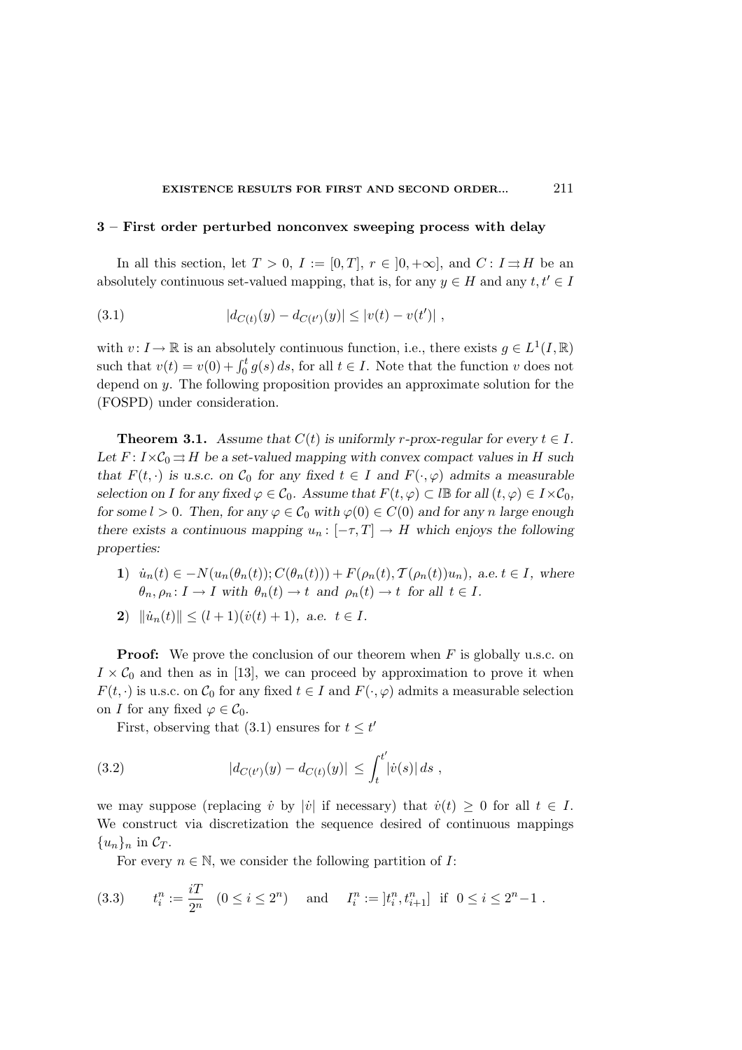## 3 – First order perturbed nonconvex sweeping process with delay

In all this section, let $T > 0$, $I := [0, T]$, $r \in ]0, +\infty]$, and $C : I \rightrightarrows H$ be an absolutely continuous set-valued mapping, that is, for any $y \in H$ and any $t, t' \in I$

$$|d_{C(t)}(y) - d_{C(t')}(y)| \le |v(t) - v(t')| \, , \tag{3.1}$$

with $v : I \to \mathbb{R}$ is an absolutely continuous function, i.e., there exists $g \in L^1(I, \mathbb{R})$ such that $v(t) = v(0) + \int_0^t g(s)\, ds$, for all $t \in I$. Note that the function $v$ does not depend on $y$. The following proposition provides an approximate solution for the (FOSPD) under consideration.

**Theorem 3.1.** *Assume that $C(t)$ is uniformly $r$-prox-regular for every $t \in I$. Let $F : I \times \mathcal{C}_0 \rightrightarrows H$ be a set-valued mapping with convex compact values in $H$ such that $F(t, \cdot)$ is u.s.c. on $\mathcal{C}_0$ for any fixed $t \in I$ and $F(\cdot, \varphi)$ admits a measurable selection on $I$ for any fixed $\varphi \in \mathcal{C}_0$. Assume that $F(t, \varphi) \subset l\mathbb{B}$ for all $(t, \varphi) \in I \times \mathcal{C}_0$, for some $l > 0$. Then, for any $\varphi \in \mathcal{C}_0$ with $\varphi(0) \in C(0)$ and for any $n$ large enough there exists a continuous mapping $u_n : [-\tau, T] \to H$ which enjoys the following properties:*

**1)** *$\dot{u}_n(t) \in -N(u_n(\theta_n(t)); C(\theta_n(t))) + F(\rho_n(t), \mathcal{T}(\rho_n(t))u_n)$, a.e. $t \in I$, where $\theta_n, \rho_n : I \to I$ with $\theta_n(t) \to t$ and $\rho_n(t) \to t$ for all $t \in I$.*

**2)** *$\|\dot{u}_n(t)\| \le (l+1)(\dot{v}(t)+1)$, a.e. $t \in I$.*

**Proof:** We prove the conclusion of our theorem when $F$ is globally u.s.c. on $I \times \mathcal{C}_0$ and then as in [13], we can proceed by approximation to prove it when $F(t, \cdot)$ is u.s.c. on $\mathcal{C}_0$ for any fixed $t \in I$ and $F(\cdot, \varphi)$ admits a measurable selection on $I$ for any fixed $\varphi \in \mathcal{C}_0$.

First, observing that (3.1) ensures for $t \le t'$

$$|d_{C(t')}(y) - d_{C(t)}(y)| \le \int_t^{t'} |\dot{v}(s)|\, ds \, , \tag{3.2}$$

we may suppose (replacing $\dot{v}$ by $|\dot{v}|$ if necessary) that $\dot{v}(t) \ge 0$ for all $t \in I$. We construct via discretization the sequence desired of continuous mappings $\{u_n\}_n$ in $\mathcal{C}_T$.

For every $n \in \mathbb{N}$, we consider the following partition of $I$:

$$t_i^n := \frac{iT}{2^n} \quad (0 \le i \le 2^n) \qquad \text{and} \qquad I_i^n := ]t_i^n, t_{i+1}^n] \ \text{ if } \ 0 \le i \le 2^n - 1 \, . \tag{3.3}$$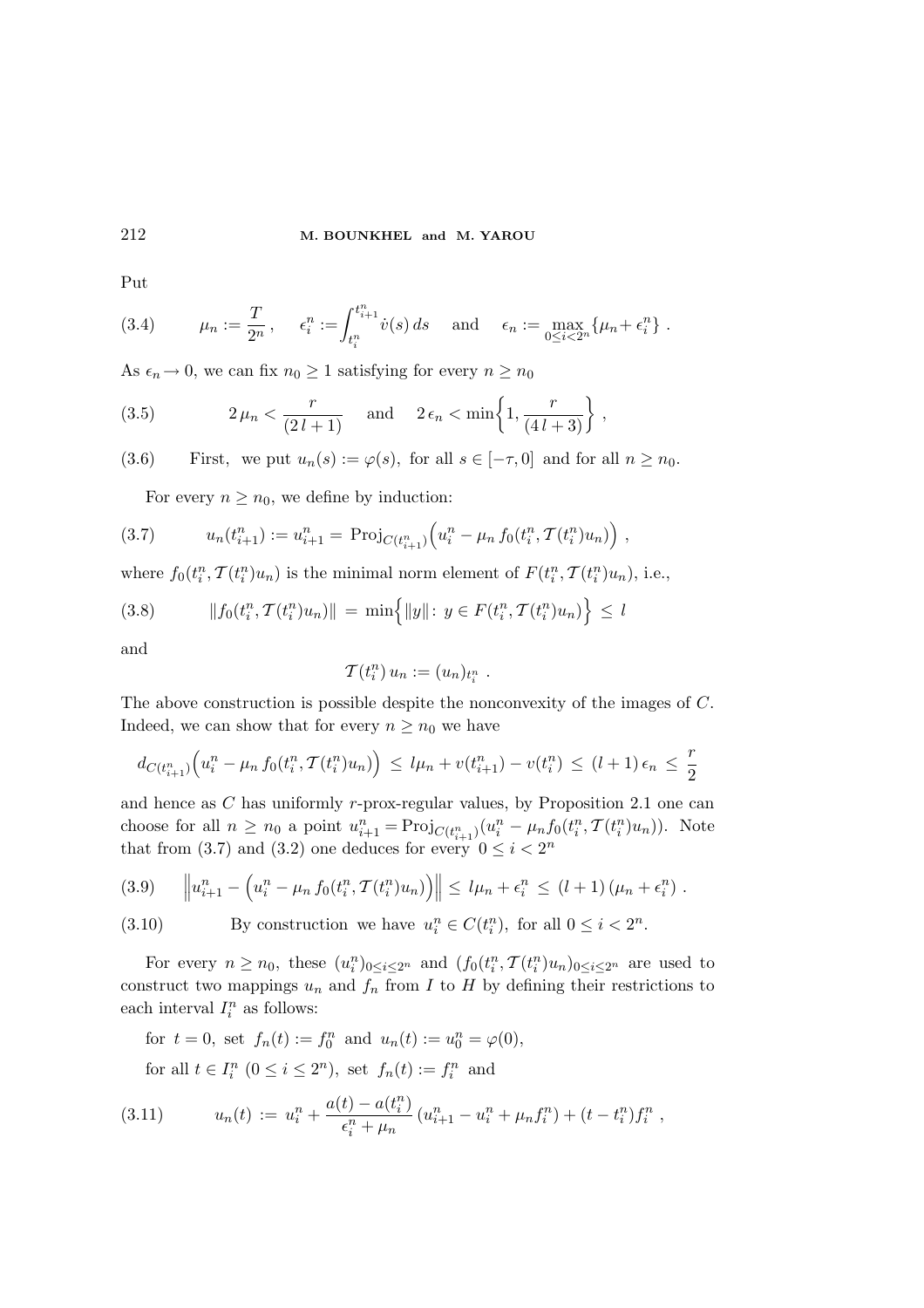Put

$$\mu_n := \frac{T}{2^n}, \quad \epsilon_i^n := \int_{t_i^n}^{t_{i+1}^n} \dot{v}(s)\, ds \quad \text{and} \quad \epsilon_n := \max_{0 \le i < 2^n} \{\mu_n + \epsilon_i^n\}. \tag{3.4}$$

As $\epsilon_n \to 0$, we can fix $n_0 \ge 1$ satisfying for every $n \ge n_0$

$$2\,\mu_n < \frac{r}{(2\,l+1)} \quad \text{and} \quad 2\,\epsilon_n < \min\Big\{1, \frac{r}{(4\,l+3)}\Big\}, \tag{3.5}$$

(3.6) First, we put $u_n(s) := \varphi(s)$, for all $s \in [-\tau, 0]$ and for all $n \ge n_0$.

For every $n \ge n_0$, we define by induction:

$$u_n(t_{i+1}^n) := u_{i+1}^n = \operatorname{Proj}_{C(t_{i+1}^n)}\Big(u_i^n - \mu_n\, f_0(t_i^n, \mathcal{T}(t_i^n)u_n)\Big), \tag{3.7}$$

where $f_0(t_i^n, \mathcal{T}(t_i^n)u_n)$ is the minimal norm element of $F(t_i^n, \mathcal{T}(t_i^n)u_n)$, i.e.,

$$\|f_0(t_i^n, \mathcal{T}(t_i^n)u_n)\| = \min\Big\{\|y\|:\, y \in F(t_i^n, \mathcal{T}(t_i^n)u_n)\Big\} \le l \tag{3.8}$$

and

$$\mathcal{T}(t_i^n)\, u_n := (u_n)_{t_i^n}.$$

The above construction is possible despite the nonconvexity of the images of $C$. Indeed, we can show that for every $n \ge n_0$ we have

$$d_{C(t_{i+1}^n)}\Big(u_i^n - \mu_n\, f_0(t_i^n, \mathcal{T}(t_i^n)u_n)\Big) \le l\mu_n + v(t_{i+1}^n) - v(t_i^n) \le (l+1)\,\epsilon_n \le \frac{r}{2}$$

and hence as $C$ has uniformly $r$-prox-regular values, by Proposition 2.1 one can choose for all $n \ge n_0$ a point $u_{i+1}^n = \operatorname{Proj}_{C(t_{i+1}^n)}(u_i^n - \mu_n f_0(t_i^n, \mathcal{T}(t_i^n)u_n))$. Note that from (3.7) and (3.2) one deduces for every $0 \le i < 2^n$

$$\Big\|u_{i+1}^n - \Big(u_i^n - \mu_n\, f_0(t_i^n, \mathcal{T}(t_i^n)u_n)\Big)\Big\| \le l\mu_n + \epsilon_i^n \le (l+1)\,(\mu_n + \epsilon_i^n). \tag{3.9}$$

(3.10) By construction we have $u_i^n \in C(t_i^n)$, for all $0 \le i < 2^n$.

For every $n \ge n_0$, these $(u_i^n)_{0 \le i \le 2^n}$ and $(f_0(t_i^n, \mathcal{T}(t_i^n)u_n)_{0 \le i \le 2^n}$ are used to construct two mappings $u_n$ and $f_n$ from $I$ to $H$ by defining their restrictions to each interval $I_i^n$ as follows:

for $t = 0$, set $f_n(t) := f_0^n$ and $u_n(t) := u_0^n = \varphi(0)$,

for all $t \in I_i^n$ $(0 \le i \le 2^n)$, set $f_n(t) := f_i^n$ and

$$u_n(t) := u_i^n + \frac{a(t) - a(t_i^n)}{\epsilon_i^n + \mu_n}\,(u_{i+1}^n - u_i^n + \mu_n f_i^n) + (t - t_i^n) f_i^n, \tag{3.11}$$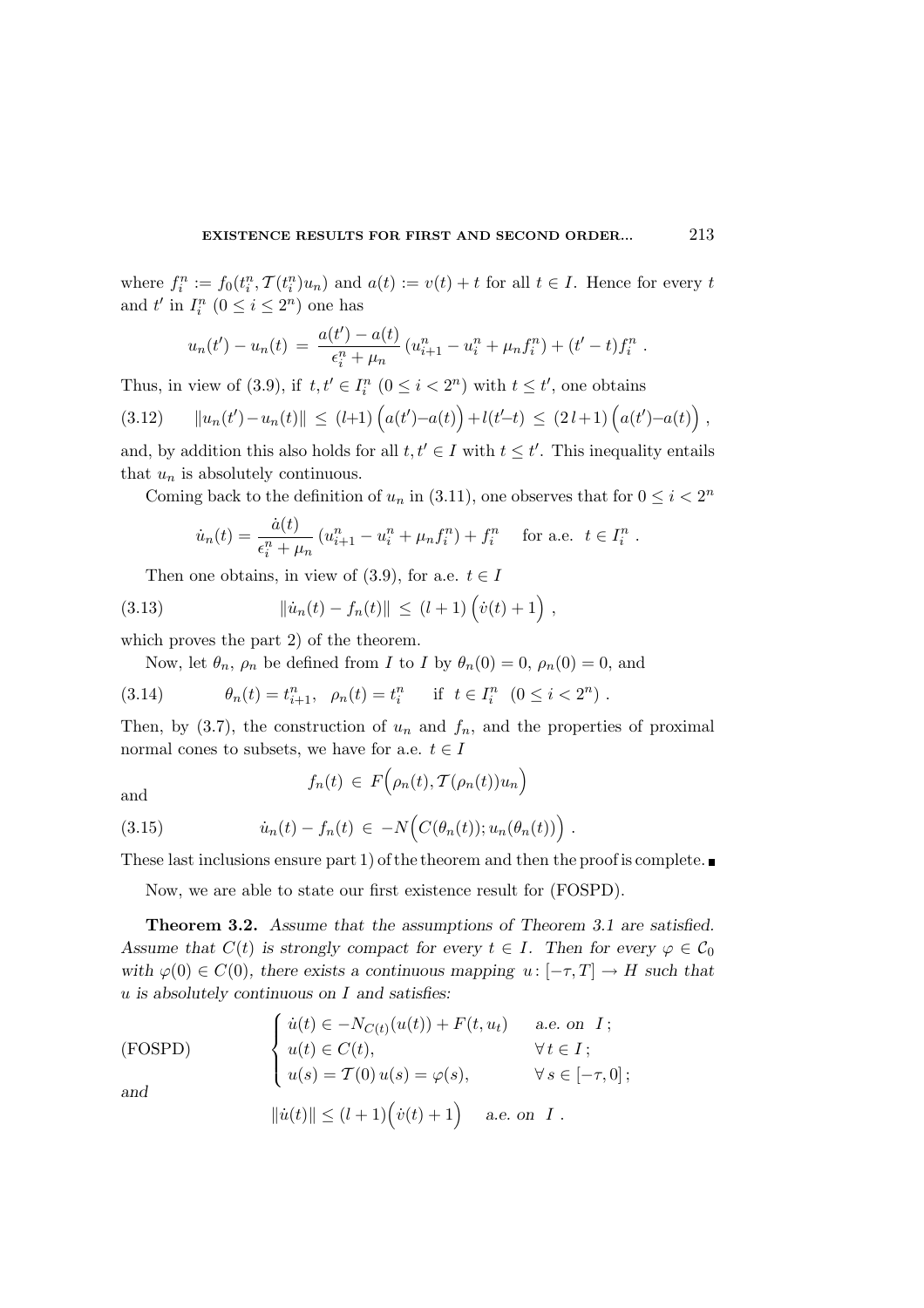where $f_i^n := f_0(t_i^n, \mathcal{T}(t_i^n)u_n)$ and $a(t) := v(t) + t$ for all $t \in I$. Hence for every $t$ and $t'$ in $I_i^n$ $(0 \le i \le 2^n)$ one has

$$u_n(t') - u_n(t) = \frac{a(t') - a(t)}{\epsilon_i^n + \mu_n} (u_{i+1}^n - u_i^n + \mu_n f_i^n) + (t' - t) f_i^n .$$

Thus, in view of (3.9), if $t, t' \in I_i^n$ $(0 \le i < 2^n)$ with $t \le t'$, one obtains

$$\|u_n(t') - u_n(t)\| \le (l+1)\Big(a(t') - a(t)\Big) + l(t' - t) \le (2l+1)\Big(a(t') - a(t)\Big) , \tag{3.12}$$

and, by addition this also holds for all $t, t' \in I$ with $t \le t'$. This inequality entails that $u_n$ is absolutely continuous.

Coming back to the definition of $u_n$ in (3.11), one observes that for $0 \le i < 2^n$

$$\dot{u}_n(t) = \frac{\dot{a}(t)}{\epsilon_i^n + \mu_n} (u_{i+1}^n - u_i^n + \mu_n f_i^n) + f_i^n \quad \text{ for a.e. } t \in I_i^n .$$

Then one obtains, in view of (3.9), for a.e. $t \in I$

$$\|\dot{u}_n(t) - f_n(t)\| \le (l+1)\Big(\dot{v}(t) + 1\Big) , \tag{3.13}$$

which proves the part 2) of the theorem.

Now, let $\theta_n$, $\rho_n$ be defined from $I$ to $I$ by $\theta_n(0) = 0$, $\rho_n(0) = 0$, and

$$\theta_n(t) = t_{i+1}^n, \quad \rho_n(t) = t_i^n \quad \text{ if } t \in I_i^n \ (0 \le i < 2^n) . \tag{3.14}$$

Then, by (3.7), the construction of $u_n$ and $f_n$, and the properties of proximal normal cones to subsets, we have for a.e. $t \in I$

$$f_n(t) \in F\Big(\rho_n(t), \mathcal{T}(\rho_n(t))u_n\Big)$$

and

$$\dot{u}_n(t) - f_n(t) \in -N\Big(C(\theta_n(t)); u_n(\theta_n(t))\Big) . \tag{3.15}$$

These last inclusions ensure part 1) of the theorem and then the proof is complete. ∎

Now, we are able to state our first existence result for (FOSPD).

**Theorem 3.2.** *Assume that the assumptions of Theorem 3.1 are satisfied. Assume that $C(t)$ is strongly compact for every $t \in I$. Then for every $\varphi \in \mathcal{C}_0$ with $\varphi(0) \in C(0)$, there exists a continuous mapping $u\colon [-\tau, T] \to H$ such that $u$ is absolutely continuous on $I$ and satisfies:*

$$\text{(FOSPD)} \qquad \begin{cases} \dot{u}(t) \in -N_{C(t)}(u(t)) + F(t, u_t) & \text{a.e. on } I ; \\ u(t) \in C(t), & \forall\, t \in I ; \\ u(s) = \mathcal{T}(0)\, u(s) = \varphi(s), & \forall\, s \in [-\tau, 0] ; \end{cases}$$

*and*

$$\|\dot{u}(t)\| \le (l+1)\Big(\dot{v}(t) + 1\Big) \quad \text{a.e. on } I .$$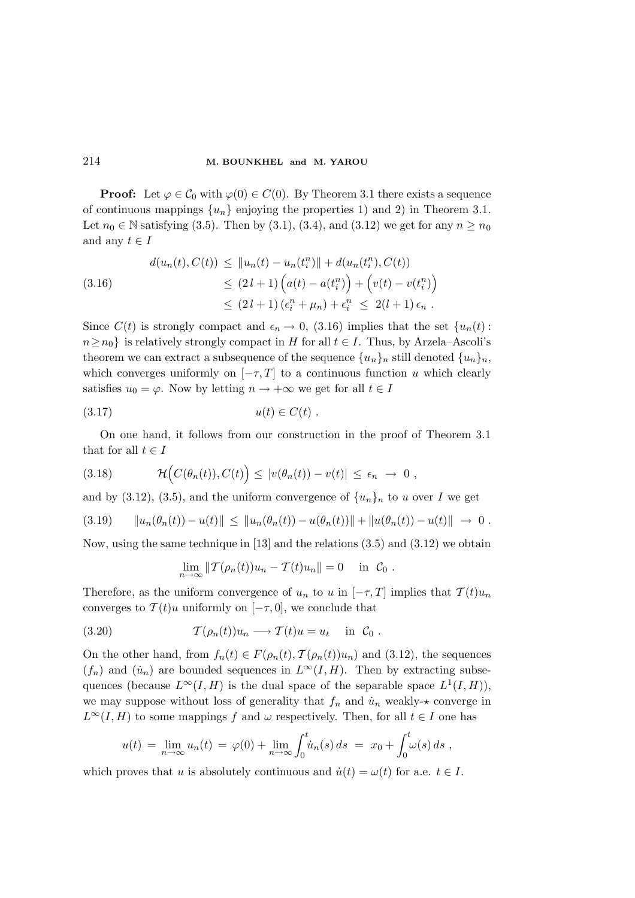**Proof:** Let $\varphi \in \mathcal{C}_0$ with $\varphi(0) \in C(0)$. By Theorem 3.1 there exists a sequence of continuous mappings $\{u_n\}$ enjoying the properties 1) and 2) in Theorem 3.1. Let $n_0 \in \mathbb{N}$ satisfying (3.5). Then by (3.1), (3.4), and (3.12) we get for any $n \geq n_0$ and any $t \in I$

$$
\begin{aligned}
d(u_n(t), C(t)) \;&\leq\; \|u_n(t) - u_n(t_i^n)\| + d(u_n(t_i^n), C(t)) \\
&\leq\; (2\,l+1)\Big(a(t) - a(t_i^n)\Big) + \Big(v(t) - v(t_i^n)\Big) \qquad (3.16)\\
&\leq\; (2\,l+1)\,(\epsilon_i^n + \mu_n) + \epsilon_i^n \;\leq\; 2(l+1)\,\epsilon_n\;.
\end{aligned}
$$

Since $C(t)$ is strongly compact and $\epsilon_n \to 0$, (3.16) implies that the set $\{u_n(t) : n \geq n_0\}$ is relatively strongly compact in $H$ for all $t \in I$. Thus, by Arzela–Ascoli's theorem we can extract a subsequence of the sequence $\{u_n\}_n$ still denoted $\{u_n\}_n$, which converges uniformly on $[-\tau, T]$ to a continuous function $u$ which clearly satisfies $u_0 = \varphi$. Now by letting $n \to +\infty$ we get for all $t \in I$

$$
u(t) \in C(t)\;. \qquad (3.17)
$$

On one hand, it follows from our construction in the proof of Theorem 3.1 that for all $t \in I$

$$
\mathcal{H}\Big(C(\theta_n(t)), C(t)\Big) \;\leq\; |v(\theta_n(t)) - v(t)| \;\leq\; \epsilon_n \;\to\; 0\;, \qquad (3.18)
$$

and by (3.12), (3.5), and the uniform convergence of $\{u_n\}_n$ to $u$ over $I$ we get

$$
\|u_n(\theta_n(t)) - u(t)\| \;\leq\; \|u_n(\theta_n(t)) - u(\theta_n(t))\| + \|u(\theta_n(t)) - u(t)\| \;\to\; 0\;. \qquad (3.19)
$$

Now, using the same technique in [13] and the relations (3.5) and (3.12) we obtain

$$
\lim_{n\to\infty} \|\mathcal{T}(\rho_n(t))u_n - \mathcal{T}(t)u_n\| = 0 \quad \text{ in } \ \mathcal{C}_0\;.
$$

Therefore, as the uniform convergence of $u_n$ to $u$ in $[-\tau, T]$ implies that $\mathcal{T}(t)u_n$ converges to $\mathcal{T}(t)u$ uniformly on $[-\tau, 0]$, we conclude that

$$
\mathcal{T}(\rho_n(t))u_n \longrightarrow \mathcal{T}(t)u = u_t \quad \text{ in } \ \mathcal{C}_0\;. \qquad (3.20)
$$

On the other hand, from $f_n(t) \in F(\rho_n(t), \mathcal{T}(\rho_n(t))u_n)$ and (3.12), the sequences $(f_n)$ and $(\dot{u}_n)$ are bounded sequences in $L^\infty(I, H)$. Then by extracting subsequences (because $L^\infty(I, H)$ is the dual space of the separable space $L^1(I, H)$), we may suppose without loss of generality that $f_n$ and $\dot{u}_n$ weakly-$\star$ converge in $L^\infty(I, H)$ to some mappings $f$ and $\omega$ respectively. Then, for all $t \in I$ one has

$$
u(t) \;=\; \lim_{n\to\infty} u_n(t) \;=\; \varphi(0) + \lim_{n\to\infty} \int_0^t \dot{u}_n(s)\,ds \;=\; x_0 + \int_0^t \omega(s)\,ds\;,
$$

which proves that $u$ is absolutely continuous and $\dot{u}(t) = \omega(t)$ for a.e. $t \in I$.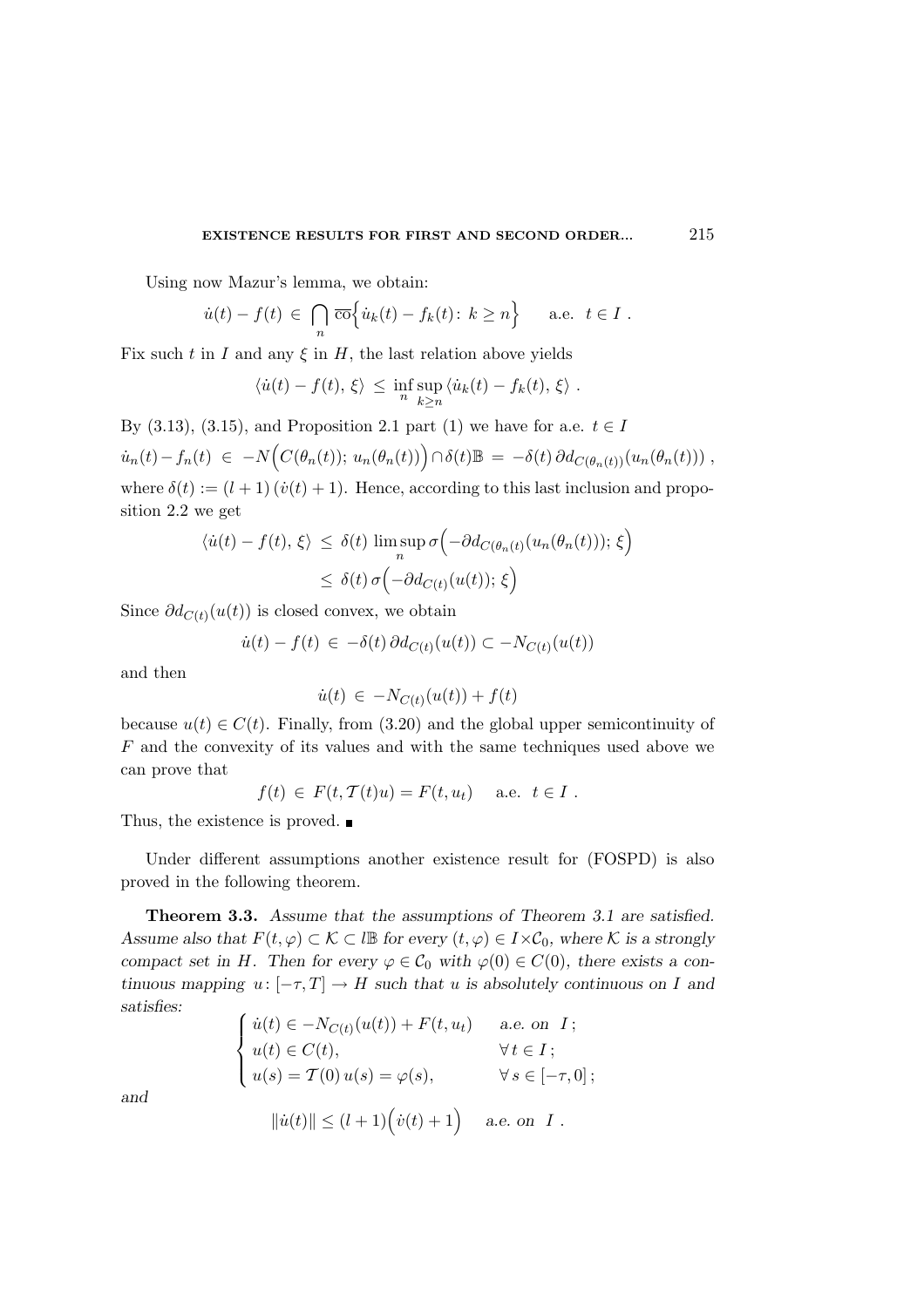Using now Mazur's lemma, we obtain:

$$\dot{u}(t) - f(t) \in \bigcap_n \overline{\text{co}}\Big\{\dot{u}_k(t) - f_k(t)\colon\ k \geq n\Big\} \qquad \text{a.e. } t \in I\ .$$

Fix such $t$ in $I$ and any $\xi$ in $H$, the last relation above yields

$$\langle \dot{u}(t) - f(t),\, \xi\rangle \;\leq\; \inf_n \sup_{k\geq n} \langle \dot{u}_k(t) - f_k(t),\, \xi\rangle\ .$$

By (3.13), (3.15), and Proposition 2.1 part (1) we have for a.e. $t \in I$

$$\dot{u}_n(t) - f_n(t) \;\in\; -N\Big(C(\theta_n(t));\, u_n(\theta_n(t))\Big) \cap \delta(t)\mathbb{B} \;=\; -\delta(t)\, \partial d_{C(\theta_n(t))}(u_n(\theta_n(t)))\ ,$$

where $\delta(t) := (l+1)\,(\dot{v}(t)+1)$. Hence, according to this last inclusion and proposition 2.2 we get

$$\begin{aligned}
\langle \dot{u}(t) - f(t),\, \xi\rangle \;&\leq\; \delta(t)\, \limsup_n \sigma\Big(-\partial d_{C(\theta_n(t))}(u_n(\theta_n(t)));\, \xi\Big) \\
&\leq\; \delta(t)\, \sigma\Big(-\partial d_{C(t)}(u(t));\, \xi\Big)
\end{aligned}$$

Since $\partial d_{C(t)}(u(t))$ is closed convex, we obtain

$$\dot{u}(t) - f(t) \;\in\; -\delta(t)\, \partial d_{C(t)}(u(t)) \subset -N_{C(t)}(u(t))$$

and then

$$\dot{u}(t) \;\in\; -N_{C(t)}(u(t)) + f(t)$$

because $u(t) \in C(t)$. Finally, from (3.20) and the global upper semicontinuity of $F$ and the convexity of its values and with the same techniques used above we can prove that

$$f(t) \;\in\; F(t, \mathcal{T}(t)u) = F(t, u_t) \qquad \text{a.e. } t \in I\ .$$

Thus, the existence is proved. ∎

Under different assumptions another existence result for (FOSPD) is also proved in the following theorem.

**Theorem 3.3.** *Assume that the assumptions of Theorem 3.1 are satisfied. Assume also that $F(t,\varphi) \subset \mathcal{K} \subset l\mathbb{B}$ for every $(t,\varphi) \in I \times \mathcal{C}_0$, where $\mathcal{K}$ is a strongly compact set in $H$. Then for every $\varphi \in \mathcal{C}_0$ with $\varphi(0) \in C(0)$, there exists a continuous mapping $u\colon [-\tau, T] \to H$ such that $u$ is absolutely continuous on $I$ and satisfies:*

$$\begin{cases}
\dot{u}(t) \in -N_{C(t)}(u(t)) + F(t, u_t) & \text{a.e. on } I\,; \\
u(t) \in C(t), & \forall\, t \in I\,; \\
u(s) = \mathcal{T}(0)\, u(s) = \varphi(s), & \forall\, s \in [-\tau, 0]\,;
\end{cases}$$

*and*

$$\|\dot{u}(t)\| \leq (l+1)\Big(\dot{v}(t) + 1\Big) \qquad \text{a.e. on } I\ .$$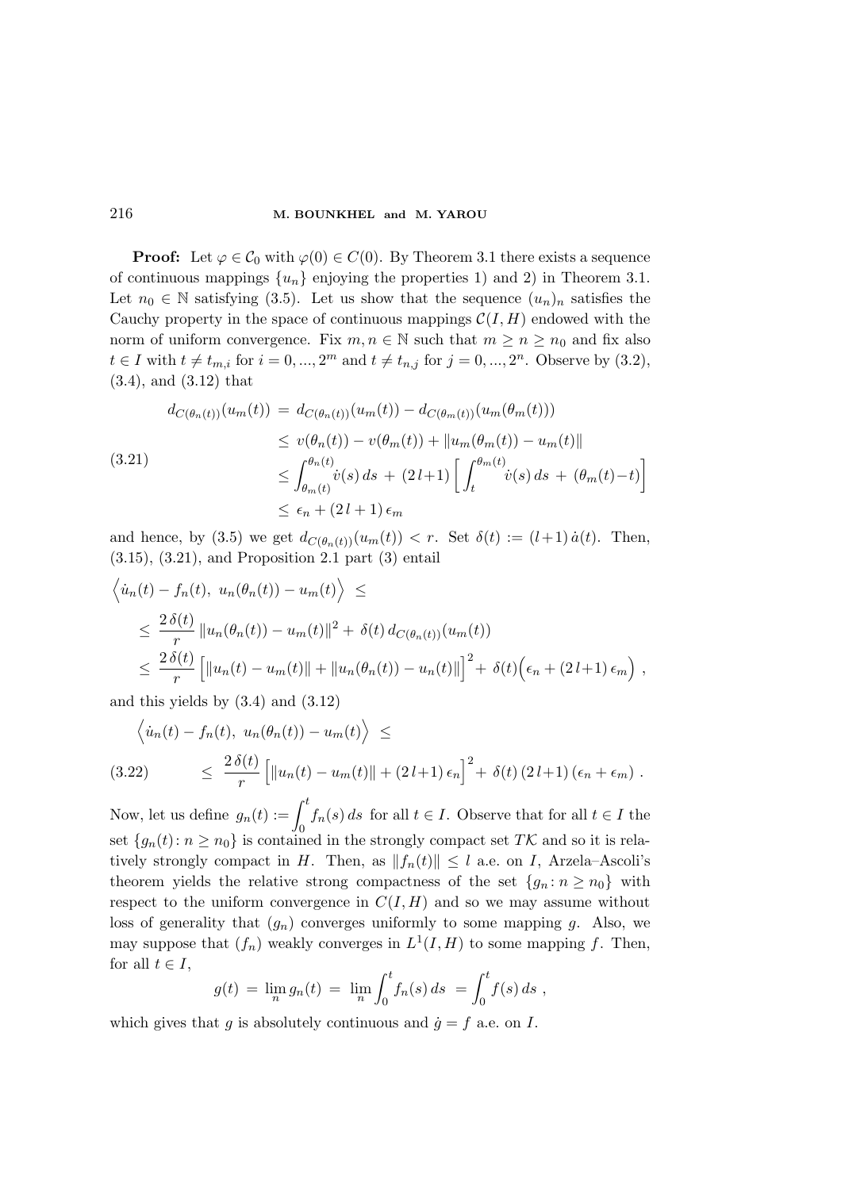**Proof:** Let $\varphi \in \mathcal{C}_0$ with $\varphi(0) \in C(0)$. By Theorem 3.1 there exists a sequence of continuous mappings $\{u_n\}$ enjoying the properties 1) and 2) in Theorem 3.1. Let $n_0 \in \mathbb{N}$ satisfying (3.5). Let us show that the sequence $(u_n)_n$ satisfies the Cauchy property in the space of continuous mappings $\mathcal{C}(I,H)$ endowed with the norm of uniform convergence. Fix $m,n \in \mathbb{N}$ such that $m \geq n \geq n_0$ and fix also $t \in I$ with $t \neq t_{m,i}$ for $i = 0,...,2^m$ and $t \neq t_{n,j}$ for $j = 0,...,2^n$. Observe by (3.2), (3.4), and (3.12) that

$$
\begin{aligned}
d_{C(\theta_n(t))}(u_m(t)) &= d_{C(\theta_n(t))}(u_m(t)) - d_{C(\theta_m(t))}(u_m(\theta_m(t))) \\
&\leq v(\theta_n(t)) - v(\theta_m(t)) + \|u_m(\theta_m(t)) - u_m(t)\| \\
&\leq \int_{\theta_m(t)}^{\theta_n(t)} \dot{v}(s)\,ds + (2\,l+1)\left[\int_t^{\theta_m(t)} \dot{v}(s)\,ds + (\theta_m(t) - t)\right] \\
&\leq \epsilon_n + (2\,l+1)\,\epsilon_m
\end{aligned}
\tag{3.21}
$$

and hence, by (3.5) we get $d_{C(\theta_n(t))}(u_m(t)) < r$. Set $\delta(t) := (l+1)\,\dot{a}(t)$. Then, (3.15), (3.21), and Proposition 2.1 part (3) entail

$$
\begin{aligned}
&\Big\langle \dot{u}_n(t) - f_n(t),\ u_n(\theta_n(t)) - u_m(t) \Big\rangle \leq \\
&\leq \frac{2\,\delta(t)}{r}\,\|u_n(\theta_n(t)) - u_m(t)\|^2 + \delta(t)\,d_{C(\theta_n(t))}(u_m(t)) \\
&\leq \frac{2\,\delta(t)}{r}\Big[\|u_n(t) - u_m(t)\| + \|u_n(\theta_n(t)) - u_n(t)\|\Big]^2 + \delta(t)\Big(\epsilon_n + (2\,l+1)\,\epsilon_m\Big)\,,
\end{aligned}
$$

and this yields by (3.4) and (3.12)

$$
\begin{aligned}
&\Big\langle \dot{u}_n(t) - f_n(t),\ u_n(\theta_n(t)) - u_m(t) \Big\rangle \leq \\
&\qquad \leq \frac{2\,\delta(t)}{r}\Big[\|u_n(t) - u_m(t)\| + (2\,l+1)\,\epsilon_n\Big]^2 + \delta(t)\,(2\,l+1)\,(\epsilon_n + \epsilon_m)\,.
\end{aligned}
\tag{3.22}
$$

Now, let us define $g_n(t) := \displaystyle\int_0^t f_n(s)\,ds$ for all $t \in I$. Observe that for all $t \in I$ the set $\{g_n(t) : n \geq n_0\}$ is contained in the strongly compact set $T\mathcal{K}$ and so it is relatively strongly compact in $H$. Then, as $\|f_n(t)\| \leq l$ a.e. on $I$, Arzela–Ascoli's theorem yields the relative strong compactness of the set $\{g_n : n \geq n_0\}$ with respect to the uniform convergence in $C(I,H)$ and so we may assume without loss of generality that $(g_n)$ converges uniformly to some mapping $g$. Also, we may suppose that $(f_n)$ weakly converges in $L^1(I,H)$ to some mapping $f$. Then, for all $t \in I$,

$$
g(t) = \lim_n g_n(t) = \lim_n \int_0^t f_n(s)\,ds = \int_0^t f(s)\,ds\,,
$$

which gives that $g$ is absolutely continuous and $\dot{g} = f$ a.e. on $I$.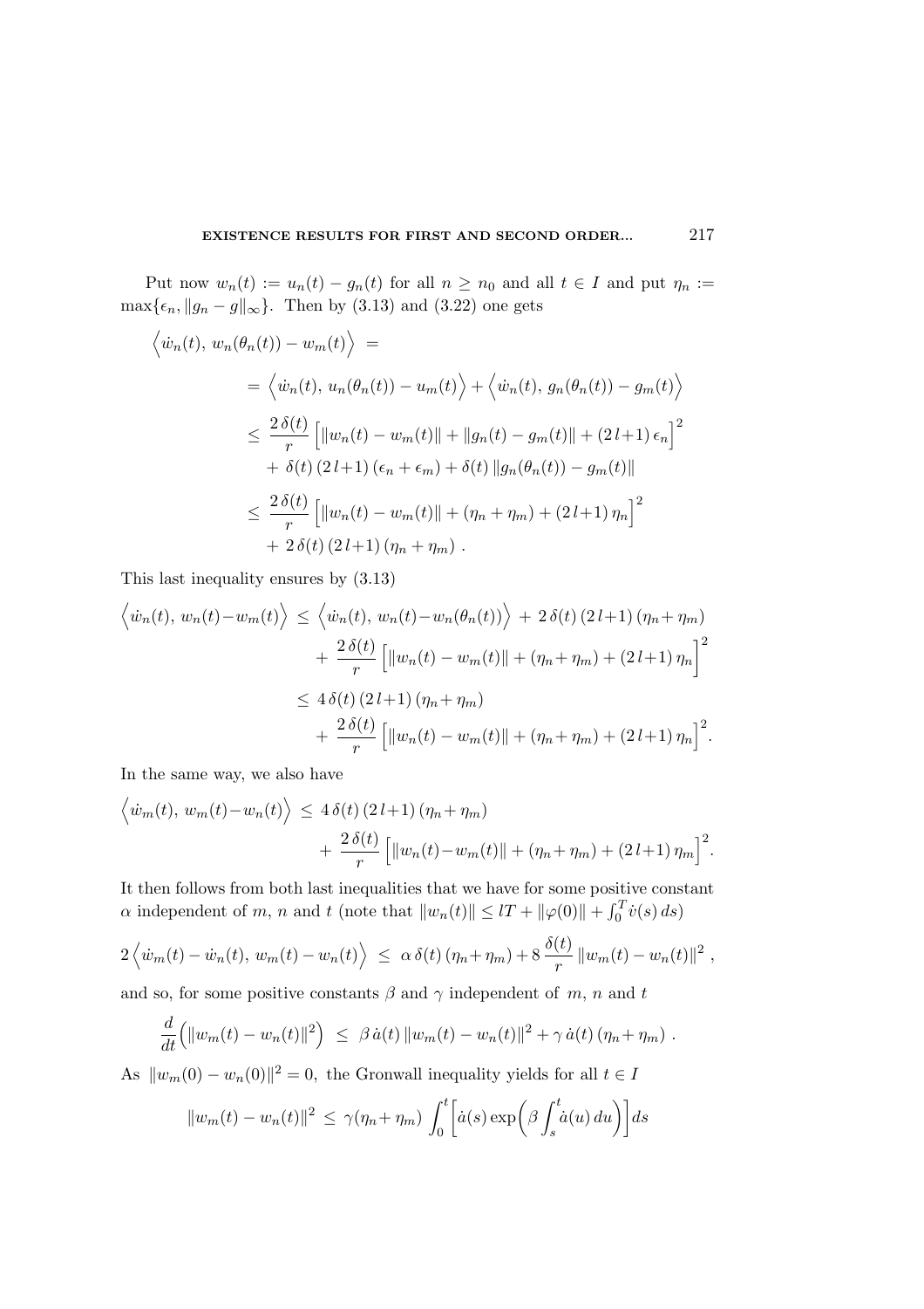Put now $w_n(t) := u_n(t) - g_n(t)$ for all $n \geq n_0$ and all $t \in I$ and put $\eta_n := \max\{\epsilon_n, \|g_n - g\|_\infty\}$. Then by (3.13) and (3.22) one gets

$$
\begin{aligned}
\Big\langle \dot{w}_n(t),\, w_n(\theta_n(t)) - w_m(t) \Big\rangle \; &= \\
&= \Big\langle \dot{w}_n(t),\, u_n(\theta_n(t)) - u_m(t) \Big\rangle + \Big\langle \dot{w}_n(t),\, g_n(\theta_n(t)) - g_m(t) \Big\rangle \\
&\leq \frac{2\,\delta(t)}{r} \Big[ \|w_n(t) - w_m(t)\| + \|g_n(t) - g_m(t)\| + (2\,l{+}1)\,\epsilon_n \Big]^2 \\
&\quad + \delta(t)\,(2\,l{+}1)\,(\epsilon_n + \epsilon_m) + \delta(t)\,\|g_n(\theta_n(t)) - g_m(t)\| \\
&\leq \frac{2\,\delta(t)}{r} \Big[ \|w_n(t) - w_m(t)\| + (\eta_n + \eta_m) + (2\,l{+}1)\,\eta_n \Big]^2 \\
&\quad + 2\,\delta(t)\,(2\,l{+}1)\,(\eta_n + \eta_m)\,.
\end{aligned}
$$

This last inequality ensures by (3.13)

$$
\begin{aligned}
\Big\langle \dot{w}_n(t),\, w_n(t){-}w_m(t) \Big\rangle \; &\leq \; \Big\langle \dot{w}_n(t),\, w_n(t){-}w_n(\theta_n(t)) \Big\rangle \; + \; 2\,\delta(t)\,(2\,l{+}1)\,(\eta_n{+}\,\eta_m) \\
&\quad + \; \frac{2\,\delta(t)}{r} \Big[ \|w_n(t) - w_m(t)\| + (\eta_n{+}\,\eta_m) + (2\,l{+}1)\,\eta_n \Big]^2 \\
&\leq \; 4\,\delta(t)\,(2\,l{+}1)\,(\eta_n{+}\,\eta_m) \\
&\quad + \; \frac{2\,\delta(t)}{r} \Big[ \|w_n(t) - w_m(t)\| + (\eta_n{+}\,\eta_m) + (2\,l{+}1)\,\eta_n \Big]^2.
\end{aligned}
$$

In the same way, we also have

$$
\begin{aligned}
\Big\langle \dot{w}_m(t),\, w_m(t){-}w_n(t) \Big\rangle \; &\leq \; 4\,\delta(t)\,(2\,l{+}1)\,(\eta_n{+}\,\eta_m) \\
&\quad + \; \frac{2\,\delta(t)}{r} \Big[ \|w_n(t){-}w_m(t)\| + (\eta_n{+}\,\eta_m) + (2\,l{+}1)\,\eta_m \Big]^2.
\end{aligned}
$$

It then follows from both last inequalities that we have for some positive constant $\alpha$ independent of $m$, $n$ and $t$ (note that $\|w_n(t)\| \leq lT + \|\varphi(0)\| + \int_0^T \dot{v}(s)\,ds$)

$$
2 \Big\langle \dot{w}_m(t) - \dot{w}_n(t),\, w_m(t) - w_n(t) \Big\rangle \; \leq \; \alpha\,\delta(t)\,(\eta_n{+}\,\eta_m) + 8\,\frac{\delta(t)}{r}\,\|w_m(t) - w_n(t)\|^2\,,
$$

and so, for some positive constants $\beta$ and $\gamma$ independent of $m$, $n$ and $t$

$$
\frac{d}{dt}\Big(\|w_m(t) - w_n(t)\|^2\Big) \; \leq \; \beta\,\dot{a}(t)\,\|w_m(t) - w_n(t)\|^2 + \gamma\,\dot{a}(t)\,(\eta_n{+}\,\eta_m)\,.
$$

As $\|w_m(0) - w_n(0)\|^2 = 0$, the Gronwall inequality yields for all $t \in I$

$$
\|w_m(t) - w_n(t)\|^2 \; \leq \; \gamma(\eta_n{+}\,\eta_m) \int_0^t \Big[ \dot{a}(s) \exp\Big( \beta \int_s^t \dot{a}(u)\,du \Big) \Big] ds
$$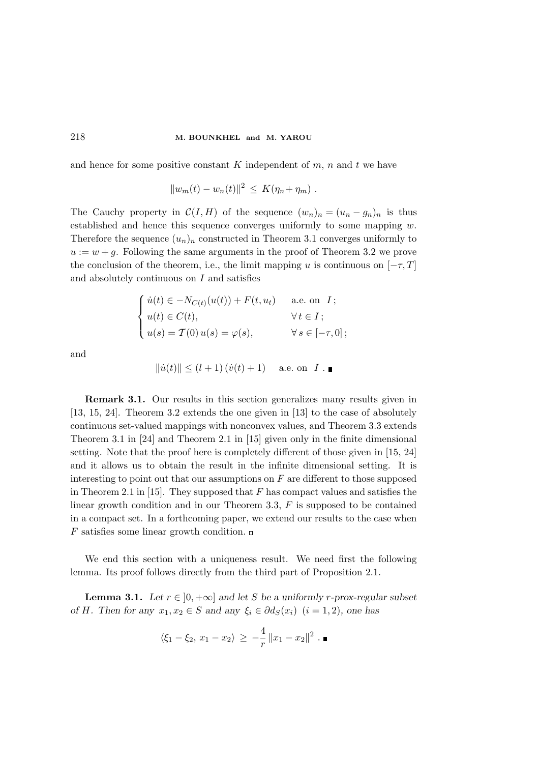and hence for some positive constant $K$ independent of $m$, $n$ and $t$ we have

$$\|w_m(t) - w_n(t)\|^2 \leq K(\eta_n + \eta_m) .$$

The Cauchy property in $\mathcal{C}(I, H)$ of the sequence $(w_n)_n = (u_n - g_n)_n$ is thus established and hence this sequence converges uniformly to some mapping $w$. Therefore the sequence $(u_n)_n$ constructed in Theorem 3.1 converges uniformly to $u := w + g$. Following the same arguments in the proof of Theorem 3.2 we prove the conclusion of the theorem, i.e., the limit mapping $u$ is continuous on $[-\tau, T]$ and absolutely continuous on $I$ and satisfies

$$\begin{cases} \dot{u}(t) \in -N_{C(t)}(u(t)) + F(t, u_t) & \text{a.e. on } I\,; \\ u(t) \in C(t), & \forall\, t \in I\,; \\ u(s) = \mathcal{T}(0)\, u(s) = \varphi(s), & \forall\, s \in [-\tau, 0]\,; \end{cases}$$

and

$$\|\dot{u}(t)\| \leq (l+1)\,(\dot{v}(t) + 1) \qquad \text{a.e. on } I\,. \;\blacksquare$$

**Remark 3.1.** Our results in this section generalizes many results given in [13, 15, 24]. Theorem 3.2 extends the one given in [13] to the case of absolutely continuous set-valued mappings with nonconvex values, and Theorem 3.3 extends Theorem 3.1 in [24] and Theorem 2.1 in [15] given only in the finite dimensional setting. Note that the proof here is completely different of those given in [15, 24] and it allows us to obtain the result in the infinite dimensional setting. It is interesting to point out that our assumptions on $F$ are different to those supposed in Theorem 2.1 in [15]. They supposed that $F$ has compact values and satisfies the linear growth condition and in our Theorem 3.3, $F$ is supposed to be contained in a compact set. In a forthcoming paper, we extend our results to the case when $F$ satisfies some linear growth condition. □

We end this section with a uniqueness result. We need first the following lemma. Its proof follows directly from the third part of Proposition 2.1.

**Lemma 3.1.** *Let $r \in \,]0, +\infty]$ and let $S$ be a uniformly $r$-prox-regular subset of $H$. Then for any $x_1, x_2 \in S$ and any $\xi_i \in \partial d_S(x_i)$ $(i = 1, 2)$, one has*

$$\langle \xi_1 - \xi_2,\, x_1 - x_2 \rangle \;\geq\; -\frac{4}{r}\,\|x_1 - x_2\|^2 \;. \;\blacksquare$$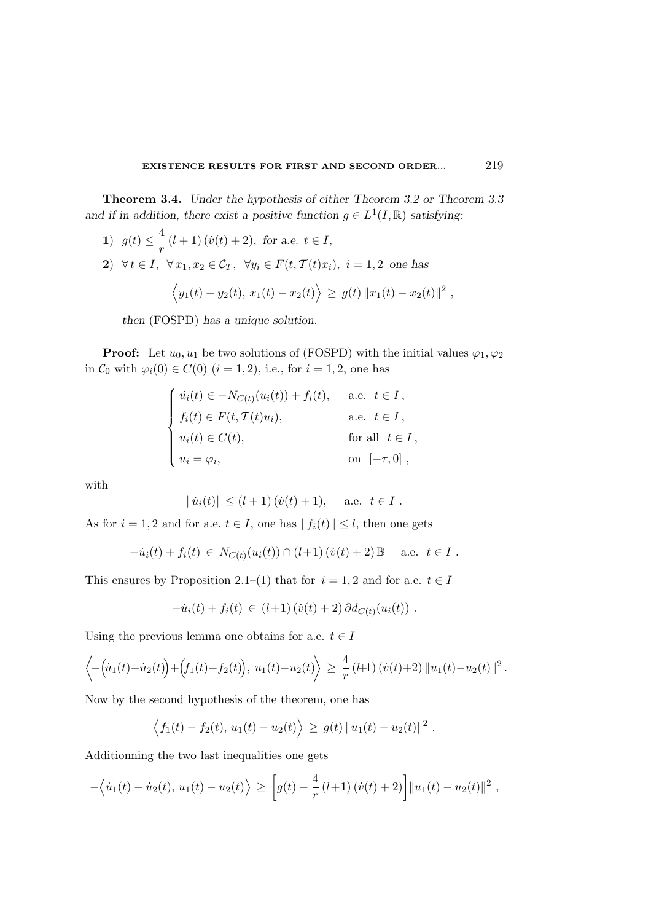**Theorem 3.4.** *Under the hypothesis of either Theorem 3.2 or Theorem 3.3 and if in addition, there exist a positive function $g \in L^1(I,\mathbb{R})$ satisfying:*

**1)** $g(t) \le \dfrac{4}{r}\,(l+1)\,(\dot v(t)+2)$, *for a.e.* $t \in I$,

**2)** $\forall\, t \in I,\ \ \forall\, x_1, x_2 \in \mathcal{C}_T,\ \ \forall y_i \in F(t, \mathcal{T}(t)x_i),\ i=1,2$ *one has*

$$\Big\langle y_1(t)-y_2(t),\, x_1(t)-x_2(t)\Big\rangle \;\ge\; g(t)\,\|x_1(t)-x_2(t)\|^2\,,$$

*then* (FOSPD) *has a unique solution.*

**Proof:** Let $u_0, u_1$ be two solutions of (FOSPD) with the initial values $\varphi_1, \varphi_2$ in $\mathcal{C}_0$ with $\varphi_i(0) \in C(0)$ $(i=1,2)$, i.e., for $i=1,2$, one has

$$\begin{cases} \dot u_i(t) \in -N_{C(t)}(u_i(t)) + f_i(t), & \text{a.e. } \ t \in I\,, \\ f_i(t) \in F(t, \mathcal{T}(t)u_i), & \text{a.e. } \ t \in I\,, \\ u_i(t) \in C(t), & \text{for all } \ t \in I\,, \\ u_i = \varphi_i, & \text{on } \ [-\tau, 0]\,, \end{cases}$$

with

$$\|\dot u_i(t)\| \le (l+1)\,(\dot v(t)+1), \quad \text{ a.e. } \ t \in I\,.$$

As for $i=1,2$ and for a.e. $t \in I$, one has $\|f_i(t)\| \le l$, then one gets

$$-\dot u_i(t) + f_i(t) \,\in\, N_{C(t)}(u_i(t)) \cap (l{+}1)\,(\dot v(t)+2)\,\mathbb{B} \quad \text{ a.e. } \ t \in I\,.$$

This ensures by Proposition 2.1–(1) that for $i=1,2$ and for a.e. $t \in I$

$$-\dot u_i(t) + f_i(t) \,\in\, (l{+}1)\,(\dot v(t)+2)\,\partial d_{C(t)}(u_i(t))\,.$$

Using the previous lemma one obtains for a.e. $t \in I$

$$\Big\langle -\Big(\dot u_1(t){-}\dot u_2(t)\Big) + \Big(f_1(t){-}f_2(t)\Big),\, u_1(t){-}u_2(t)\Big\rangle \;\ge\; \frac{4}{r}\,(l{+}1)\,(\dot v(t){+}2)\,\|u_1(t){-}u_2(t)\|^2\,.$$

Now by the second hypothesis of the theorem, one has

$$\Big\langle f_1(t)-f_2(t),\, u_1(t)-u_2(t)\Big\rangle \;\ge\; g(t)\,\|u_1(t)-u_2(t)\|^2\,.$$

Additionning the two last inequalities one gets

$$-\Big\langle \dot u_1(t)-\dot u_2(t),\, u_1(t)-u_2(t)\Big\rangle \;\ge\; \Big[g(t) - \frac{4}{r}\,(l{+}1)\,(\dot v(t)+2)\Big]\|u_1(t)-u_2(t)\|^2\,,$$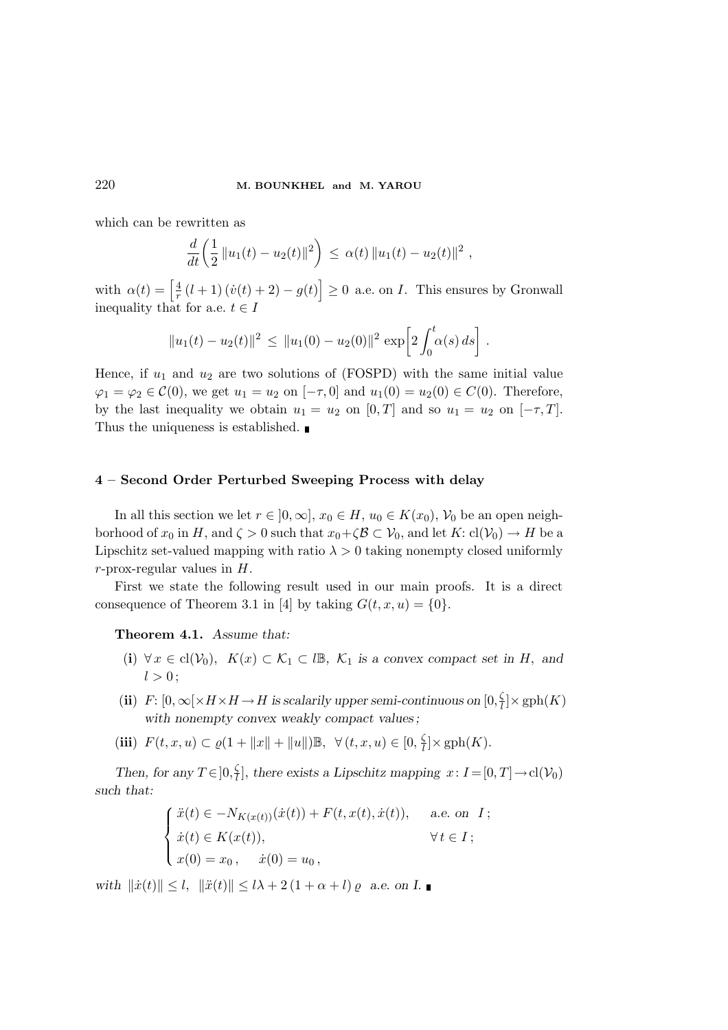which can be rewritten as

$$\frac{d}{dt}\left(\frac{1}{2}\,\|u_1(t)-u_2(t)\|^2\right) \;\le\; \alpha(t)\,\|u_1(t)-u_2(t)\|^2 \;,$$

with $\alpha(t) = \left[\frac{4}{r}\,(l+1)\,(\dot v(t)+2) - g(t)\right] \geq 0$ a.e. on $I$. This ensures by Gronwall inequality that for a.e. $t \in I$

$$\|u_1(t)-u_2(t)\|^2 \;\le\; \|u_1(0)-u_2(0)\|^2\,\exp\!\left[2\int_0^t \alpha(s)\,ds\right] .$$

Hence, if $u_1$ and $u_2$ are two solutions of (FOSPD) with the same initial value $\varphi_1 = \varphi_2 \in \mathcal{C}(0)$, we get $u_1 = u_2$ on $[-\tau, 0]$ and $u_1(0) = u_2(0) \in C(0)$. Therefore, by the last inequality we obtain $u_1 = u_2$ on $[0,T]$ and so $u_1 = u_2$ on $[-\tau, T]$. Thus the uniqueness is established. ∎

## 4 – Second Order Perturbed Sweeping Process with delay

In all this section we let $r \in \,]0,\infty]$, $x_0 \in H$, $u_0 \in K(x_0)$, $\mathcal{V}_0$ be an open neighborhood of $x_0$ in $H$, and $\zeta > 0$ such that $x_0 + \zeta\mathcal{B} \subset \mathcal{V}_0$, and let $K\colon \mathrm{cl}(\mathcal{V}_0) \to H$ be a Lipschitz set-valued mapping with ratio $\lambda > 0$ taking nonempty closed uniformly $r$-prox-regular values in $H$.

First we state the following result used in our main proofs. It is a direct consequence of Theorem 3.1 in [4] by taking $G(t,x,u) = \{0\}$.

**Theorem 4.1.** *Assume that:*

- **(i)** $\forall\, x \in \mathrm{cl}(\mathcal{V}_0)$, $K(x) \subset \mathcal{K}_1 \subset l\mathbb{B}$, *$\mathcal{K}_1$ is a convex compact set in $H$, and* $l > 0$;
- **(ii)** $F\colon [0,\infty[\times H\times H \to H$ *is scalarily upper semi-continuous on* $[0,\frac{\zeta}{l}]\times \mathrm{gph}(K)$ *with nonempty convex weakly compact values;*
- **(iii)** $F(t,x,u) \subset \varrho(1+\|x\|+\|u\|)\mathbb{B}$, $\forall\,(t,x,u) \in [0,\frac{\zeta}{l}]\times \mathrm{gph}(K)$.

*Then, for any $T \in \,]0,\frac{\zeta}{l}]$, there exists a Lipschitz mapping $x\colon I = [0,T] \to \mathrm{cl}(\mathcal{V}_0)$ such that:*

$$\begin{cases} \ddot x(t) \in -N_{K(x(t))}(\dot x(t)) + F(t,x(t),\dot x(t)), & \text{a.e. on } I\,;\\ \dot x(t) \in K(x(t)), & \forall\, t \in I\,;\\ x(0) = x_0\,, \quad \dot x(0) = u_0\,, \end{cases}$$

*with* $\|\dot x(t)\| \le l$, $\|\ddot x(t)\| \le l\lambda + 2\,(1+\alpha+l)\,\varrho$ *a.e. on $I$.* ∎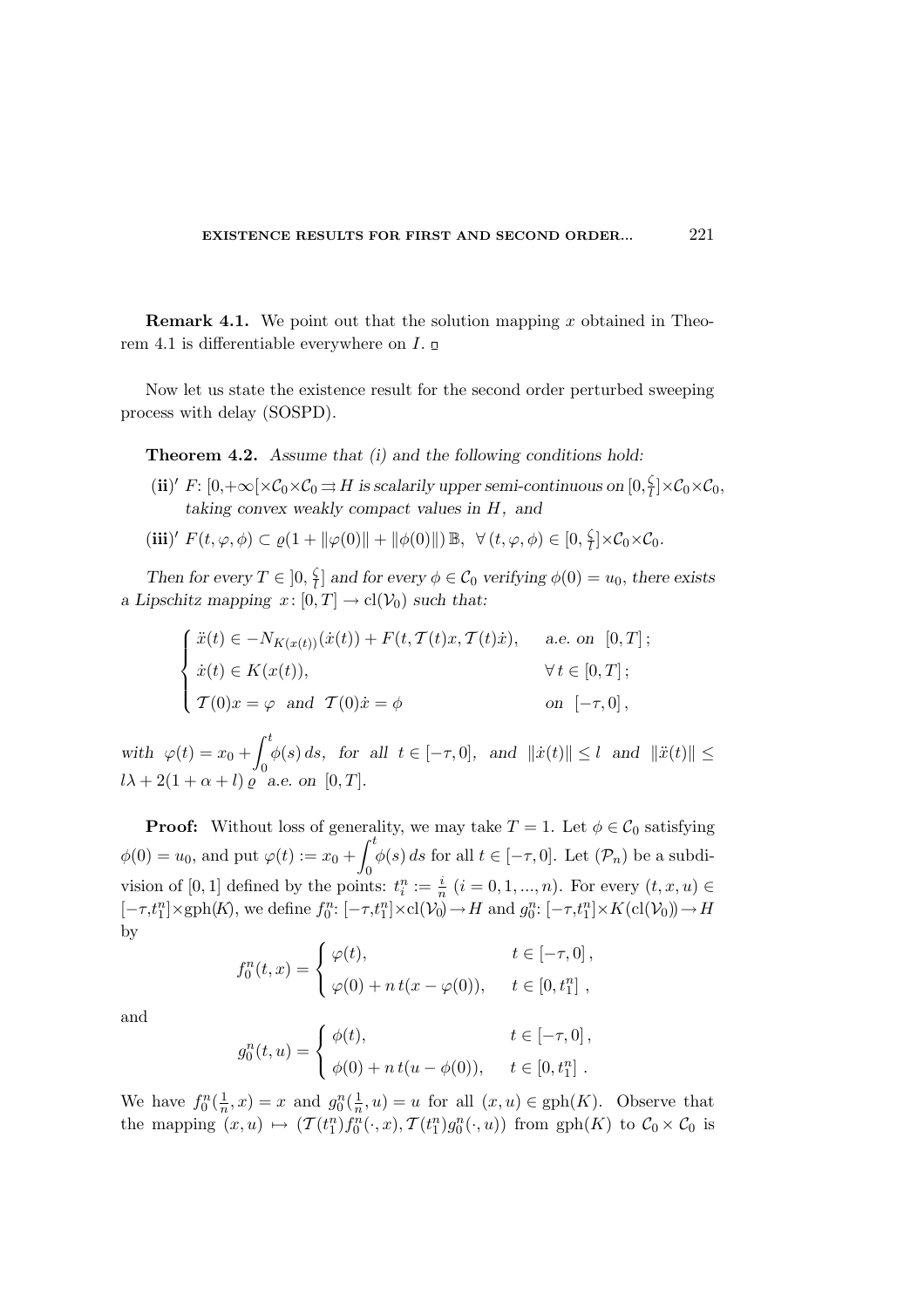**Remark 4.1.** We point out that the solution mapping $x$ obtained in Theorem 4.1 is differentiable everywhere on $I$. ▫

Now let us state the existence result for the second order perturbed sweeping process with delay (SOSPD).

**Theorem 4.2.** *Assume that (i) and the following conditions hold:*

**(ii)′** *$F\colon [0,+\infty[\times\mathcal{C}_0\times\mathcal{C}_0 \rightrightarrows H$ is scalarily upper semi-continuous on $[0,\frac{\zeta}{l}]\times\mathcal{C}_0\times\mathcal{C}_0$, taking convex weakly compact values in $H$, and*

**(iii)′** *$F(t,\varphi,\phi) \subset \varrho(1+\|\varphi(0)\|+\|\phi(0)\|)\,\mathbb{B}$, $\forall\,(t,\varphi,\phi)\in[0,\frac{\zeta}{l}]\times\mathcal{C}_0\times\mathcal{C}_0$.*

*Then for every $T\in\,]0,\frac{\zeta}{l}]$ and for every $\phi\in\mathcal{C}_0$ verifying $\phi(0)=u_0$, there exists a Lipschitz mapping $x\colon[0,T]\to \mathrm{cl}(\mathcal{V}_0)$ such that:*

$$
\begin{cases}
\ddot{x}(t) \in -N_{K(x(t))}(\dot{x}(t)) + F(t,\mathcal{T}(t)x,\mathcal{T}(t)\dot{x}), & \text{a.e. on } [0,T]\,;\\
\dot{x}(t)\in K(x(t)), & \forall\, t\in[0,T]\,;\\
\mathcal{T}(0)x=\varphi \ \text{ and } \ \mathcal{T}(0)\dot{x}=\phi & \text{on } [-\tau,0]\,,
\end{cases}
$$

*with $\varphi(t)=x_0+\displaystyle\int_0^t\phi(s)\,ds$, for all $t\in[-\tau,0]$, and $\|\dot{x}(t)\|\le l$ and $\|\ddot{x}(t)\|\le l\lambda+2(1+\alpha+l)\,\varrho$ a.e. on $[0,T]$.*

**Proof:** Without loss of generality, we may take $T=1$. Let $\phi\in\mathcal{C}_0$ satisfying $\phi(0)=u_0$, and put $\varphi(t):=x_0+\displaystyle\int_0^t\phi(s)\,ds$ for all $t\in[-\tau,0]$. Let $(\mathcal{P}_n)$ be a subdivision of $[0,1]$ defined by the points: $t_i^n:=\frac{i}{n}$ $(i=0,1,\dots,n)$. For every $(t,x,u)\in[-\tau,t_1^n]\times\mathrm{gph}(K)$, we define $f_0^n\colon[-\tau,t_1^n]\times\mathrm{cl}(\mathcal{V}_0)\to H$ and $g_0^n\colon[-\tau,t_1^n]\times K(\mathrm{cl}(\mathcal{V}_0))\to H$ by

$$
f_0^n(t,x)=\begin{cases}
\varphi(t), & t\in[-\tau,0]\,,\\
\varphi(0)+n\,t(x-\varphi(0)), & t\in[0,t_1^n]\,,
\end{cases}
$$

and

$$
g_0^n(t,u)=\begin{cases}
\phi(t), & t\in[-\tau,0]\,,\\
\phi(0)+n\,t(u-\phi(0)), & t\in[0,t_1^n]\,.
\end{cases}
$$

We have $f_0^n(\frac{1}{n},x)=x$ and $g_0^n(\frac{1}{n},u)=u$ for all $(x,u)\in\mathrm{gph}(K)$. Observe that the mapping $(x,u)\mapsto(\mathcal{T}(t_1^n)f_0^n(\cdot,x),\mathcal{T}(t_1^n)g_0^n(\cdot,u))$ from $\mathrm{gph}(K)$ to $\mathcal{C}_0\times\mathcal{C}_0$ is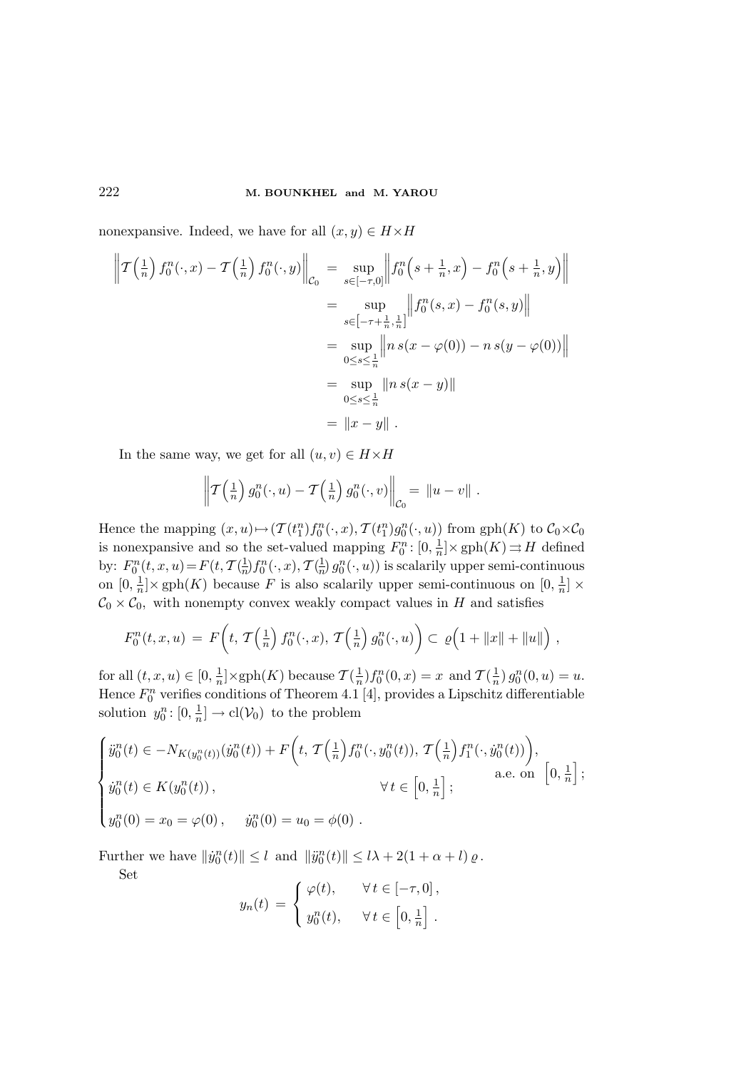nonexpansive. Indeed, we have for all $(x,y) \in H \times H$

$$
\begin{aligned}
\left\| \mathcal{T}\left(\tfrac{1}{n}\right) f_0^n(\cdot,x) - \mathcal{T}\left(\tfrac{1}{n}\right) f_0^n(\cdot,y) \right\|_{\mathcal{C}_0} &= \sup_{s\in[-\tau,0]} \left\| f_0^n\left(s+\tfrac{1}{n},x\right) - f_0^n\left(s+\tfrac{1}{n},y\right) \right\| \\
&= \sup_{s\in\left[-\tau+\frac{1}{n},\frac{1}{n}\right]} \left\| f_0^n(s,x) - f_0^n(s,y) \right\| \\
&= \sup_{0\le s\le \frac{1}{n}} \left\| n\,s(x-\varphi(0)) - n\,s(y-\varphi(0)) \right\| \\
&= \sup_{0\le s\le \frac{1}{n}} \| n\,s(x-y) \| \\
&= \|x-y\| .
\end{aligned}
$$

In the same way, we get for all $(u,v) \in H \times H$

$$
\left\| \mathcal{T}\left(\tfrac{1}{n}\right) g_0^n(\cdot,u) - \mathcal{T}\left(\tfrac{1}{n}\right) g_0^n(\cdot,v) \right\|_{\mathcal{C}_0} = \|u-v\| .
$$

Hence the mapping $(x,u) \mapsto (\mathcal{T}(t_1^n) f_0^n(\cdot,x), \mathcal{T}(t_1^n) g_0^n(\cdot,u))$ from $\mathrm{gph}(K)$ to $\mathcal{C}_0 \times \mathcal{C}_0$ is nonexpansive and so the set-valued mapping $F_0^n \colon [0,\frac{1}{n}] \times \mathrm{gph}(K) \rightrightarrows H$ defined by: $F_0^n(t,x,u) = F(t, \mathcal{T}(\frac{1}{n}) f_0^n(\cdot,x), \mathcal{T}(\frac{1}{n})\, g_0^n(\cdot,u))$ is scalarily upper semi-continuous on $[0,\frac{1}{n}] \times \mathrm{gph}(K)$ because $F$ is also scalarily upper semi-continuous on $[0,\frac{1}{n}] \times \mathcal{C}_0 \times \mathcal{C}_0$, with nonempty convex weakly compact values in $H$ and satisfies

$$
F_0^n(t,x,u) = F\left(t,\, \mathcal{T}\left(\tfrac{1}{n}\right) f_0^n(\cdot,x),\, \mathcal{T}\left(\tfrac{1}{n}\right) g_0^n(\cdot,u)\right) \subset \varrho\Big(1 + \|x\| + \|u\|\Big) ,
$$

for all $(t,x,u) \in [0,\frac{1}{n}] \times \mathrm{gph}(K)$ because $\mathcal{T}(\frac{1}{n}) f_0^n(0,x) = x$ and $\mathcal{T}(\frac{1}{n})\, g_0^n(0,u) = u$. Hence $F_0^n$ verifies conditions of Theorem 4.1 [4], provides a Lipschitz differentiable solution $y_0^n \colon [0,\frac{1}{n}] \to \mathrm{cl}(\mathcal{V}_0)$ to the problem

$$
\begin{cases}
\ddot{y}_0^n(t) \in -N_{K(y_0^n(t))}(\dot{y}_0^n(t)) + F\left(t,\, \mathcal{T}\left(\tfrac{1}{n}\right) f_0^n(\cdot, y_0^n(t)),\, \mathcal{T}\left(\tfrac{1}{n}\right) f_1^n(\cdot, \dot{y}_0^n(t))\right), & \text{a.e. on } \left[0,\tfrac{1}{n}\right]; \\
\dot{y}_0^n(t) \in K(y_0^n(t)) , & \forall\, t \in \left[0,\tfrac{1}{n}\right]; \\
y_0^n(0) = x_0 = \varphi(0) , \quad \dot{y}_0^n(0) = u_0 = \phi(0) . &
\end{cases}
$$

Further we have $\|\dot{y}_0^n(t)\| \le l$ and $\|\ddot{y}_0^n(t)\| \le l\lambda + 2(1+\alpha+l)\,\varrho$.

Set

$$
y_n(t) = \begin{cases} \varphi(t), & \forall\, t \in [-\tau, 0] , \\ y_0^n(t), & \forall\, t \in \left[0, \tfrac{1}{n}\right] . \end{cases}
$$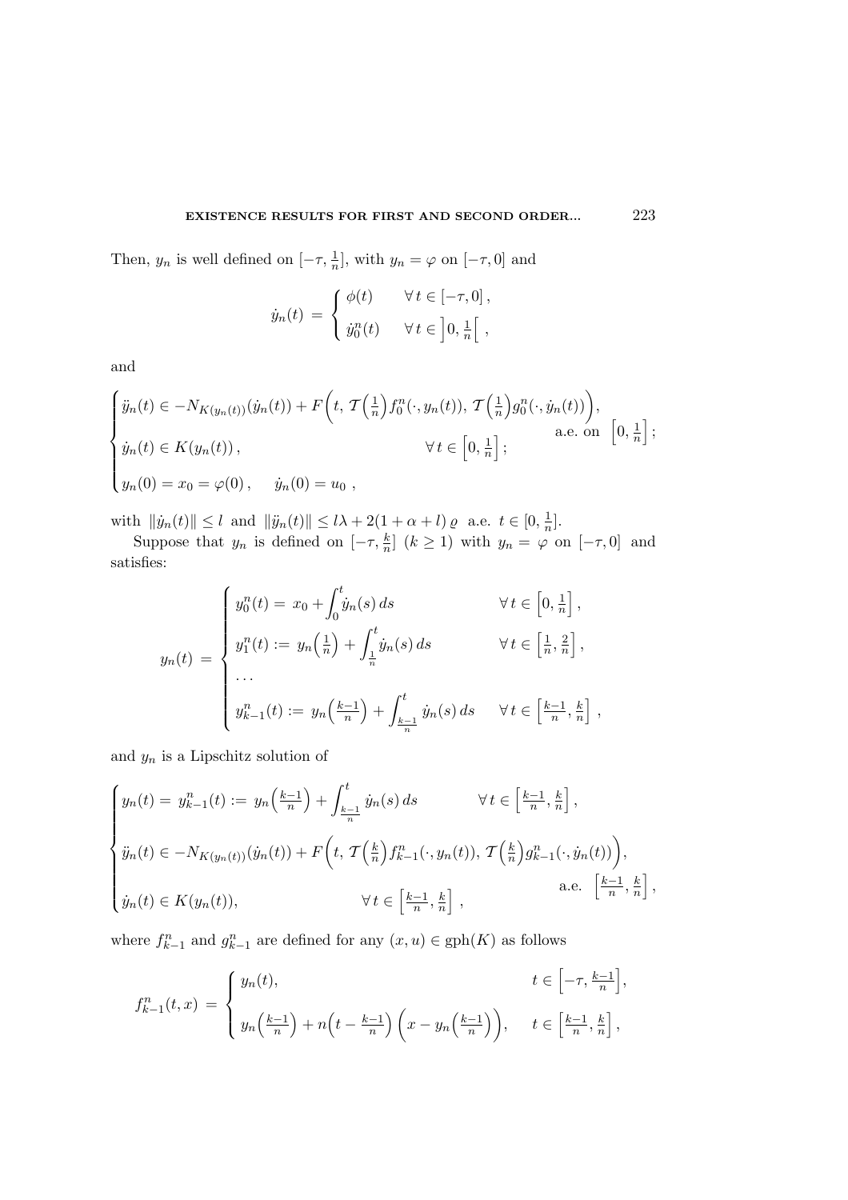Then, $y_n$ is well defined on $[-\tau, \frac{1}{n}]$, with $y_n = \varphi$ on $[-\tau, 0]$ and

$$\dot{y}_n(t) \;=\; \begin{cases} \phi(t) & \forall\, t \in [-\tau, 0]\,, \\ \dot{y}_0^n(t) & \forall\, t \in \left]0, \frac{1}{n}\right[\;, \end{cases}$$

and

$$\begin{cases} \ddot{y}_n(t) \in -N_{K(y_n(t))}(\dot{y}_n(t)) + F\Big(t,\, \mathcal{T}\Big(\frac{1}{n}\Big) f_0^n(\cdot, y_n(t)),\, \mathcal{T}\Big(\frac{1}{n}\Big) g_0^n(\cdot, \dot{y}_n(t))\Big), & \text{a.e. on } \left[0, \frac{1}{n}\right]; \\ \dot{y}_n(t) \in K(y_n(t))\,, & \forall\, t \in \left[0, \frac{1}{n}\right]; \\ y_n(0) = x_0 = \varphi(0)\,, \quad \dot{y}_n(0) = u_0\;, \end{cases}$$

with $\|\dot{y}_n(t)\| \le l$ and $\|\ddot{y}_n(t)\| \le l\lambda + 2(1+\alpha+l)\,\varrho$ a.e. $t \in [0, \frac{1}{n}]$.

Suppose that $y_n$ is defined on $[-\tau, \frac{k}{n}]$ $(k \ge 1)$ with $y_n = \varphi$ on $[-\tau, 0]$ and satisfies:

$$y_n(t) \;=\; \begin{cases} y_0^n(t) = \,x_0 + \displaystyle\int_0^t \dot{y}_n(s)\, ds & \forall\, t \in \left[0, \frac{1}{n}\right], \\ y_1^n(t) := \,y_n\Big(\frac{1}{n}\Big) + \displaystyle\int_{\frac{1}{n}}^t \dot{y}_n(s)\, ds & \forall\, t \in \left[\frac{1}{n}, \frac{2}{n}\right], \\ \dots & \\ y_{k-1}^n(t) := \,y_n\Big(\frac{k-1}{n}\Big) + \displaystyle\int_{\frac{k-1}{n}}^t \dot{y}_n(s)\, ds & \forall\, t \in \left[\frac{k-1}{n}, \frac{k}{n}\right]\;, \end{cases}$$

and $y_n$ is a Lipschitz solution of

$$\begin{cases} y_n(t) = \,y_{k-1}^n(t) := \,y_n\Big(\frac{k-1}{n}\Big) + \displaystyle\int_{\frac{k-1}{n}}^t \dot{y}_n(s)\, ds & \forall\, t \in \left[\frac{k-1}{n}, \frac{k}{n}\right], \\ \ddot{y}_n(t) \in -N_{K(y_n(t))}(\dot{y}_n(t)) + F\Big(t,\, \mathcal{T}\Big(\frac{k}{n}\Big) f_{k-1}^n(\cdot, y_n(t)),\, \mathcal{T}\Big(\frac{k}{n}\Big) g_{k-1}^n(\cdot, \dot{y}_n(t))\Big), & \text{a.e. } \left[\frac{k-1}{n}, \frac{k}{n}\right], \\ \dot{y}_n(t) \in K(y_n(t)), & \forall\, t \in \left[\frac{k-1}{n}, \frac{k}{n}\right]\;, \end{cases}$$

where $f_{k-1}^n$ and $g_{k-1}^n$ are defined for any $(x,u) \in \mathrm{gph}(K)$ as follows

$$f_{k-1}^n(t,x) \;=\; \begin{cases} y_n(t), & t \in \left[-\tau, \frac{k-1}{n}\right], \\ y_n\Big(\frac{k-1}{n}\Big) + n\Big(t - \frac{k-1}{n}\Big)\left(x - y_n\Big(\frac{k-1}{n}\Big)\right), & t \in \left[\frac{k-1}{n}, \frac{k}{n}\right], \end{cases}$$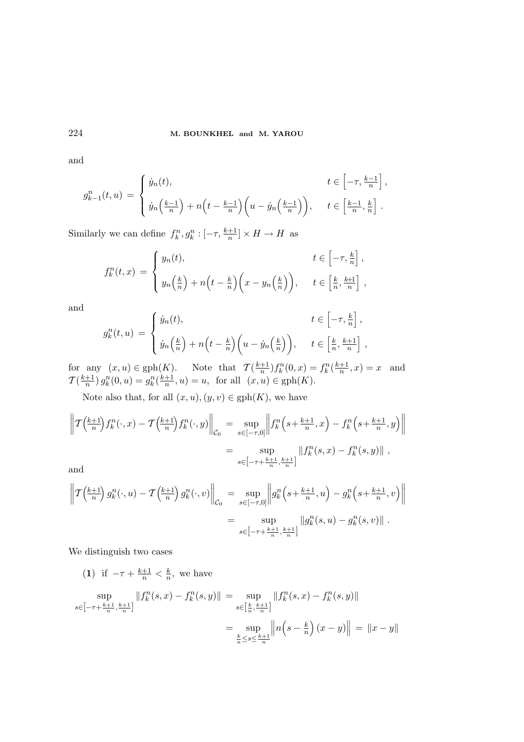and

$$
g_{k-1}^n(t,u) \;=\; \begin{cases} \dot{y}_n(t), & t \in \left[-\tau, \frac{k-1}{n}\right], \\[2mm] \dot{y}_n\Big(\frac{k-1}{n}\Big) + n\Big(t - \frac{k-1}{n}\Big)\Big(u - \dot{y}_n\Big(\frac{k-1}{n}\Big)\Big), & t \in \left[\frac{k-1}{n}, \frac{k}{n}\right]. \end{cases}
$$

Similarly we can define $f_k^n, g_k^n : [-\tau, \frac{k+1}{n}] \times H \to H$ as

$$
f_k^n(t,x) \;=\; \begin{cases} y_n(t), & t \in \left[-\tau, \frac{k}{n}\right], \\[2mm] y_n\Big(\frac{k}{n}\Big) + n\Big(t - \frac{k}{n}\Big)\Big(x - y_n\Big(\frac{k}{n}\Big)\Big), & t \in \left[\frac{k}{n}, \frac{k+1}{n}\right], \end{cases}
$$

and

$$
g_k^n(t,u) \;=\; \begin{cases} \dot{y}_n(t), & t \in \left[-\tau, \frac{k}{n}\right], \\[2mm] \dot{y}_n\Big(\frac{k}{n}\Big) + n\Big(t - \frac{k}{n}\Big)\Big(u - \dot{y}_n\Big(\frac{k}{n}\Big)\Big), & t \in \left[\frac{k}{n}, \frac{k+1}{n}\right], \end{cases}
$$

for any $(x,u) \in \mathrm{gph}(K)$. Note that $\mathcal{T}(\frac{k+1}{n}) f_k^n(0,x) = f_k^n(\frac{k+1}{n}, x) = x$ and $\mathcal{T}(\frac{k+1}{n})\, g_k^n(0,u) = g_k^n(\frac{k+1}{n}, u) = u$, for all $(x,u) \in \mathrm{gph}(K)$.

Note also that, for all $(x,u),(y,v) \in \mathrm{gph}(K)$, we have

$$
\begin{aligned}
\left\| \mathcal{T}\Big(\tfrac{k+1}{n}\Big) f_k^n(\cdot,x) - \mathcal{T}\Big(\tfrac{k+1}{n}\Big) f_k^n(\cdot,y) \right\|_{\mathcal{C}_0} &= \sup_{s\in[-\tau,0]} \left\| f_k^n\Big(s+\tfrac{k+1}{n}, x\Big) - f_k^n\Big(s+\tfrac{k+1}{n}, y\Big) \right\| \\
&= \sup_{s\in\left[-\tau+\frac{k+1}{n}, \frac{k+1}{n}\right]} \left\| f_k^n(s,x) - f_k^n(s,y) \right\|,
\end{aligned}
$$

and

$$
\begin{aligned}
\left\| \mathcal{T}\Big(\tfrac{k+1}{n}\Big) g_k^n(\cdot,u) - \mathcal{T}\Big(\tfrac{k+1}{n}\Big) g_k^n(\cdot,v) \right\|_{\mathcal{C}_0} &= \sup_{s\in[-\tau,0]} \left\| g_k^n\Big(s+\tfrac{k+1}{n}, u\Big) - g_k^n\Big(s+\tfrac{k+1}{n}, v\Big) \right\| \\
&= \sup_{s\in\left[-\tau+\frac{k+1}{n}, \frac{k+1}{n}\right]} \left\| g_k^n(s,u) - g_k^n(s,v) \right\|.
\end{aligned}
$$

We distinguish two cases

**(1)** if $-\tau + \frac{k+1}{n} < \frac{k}{n}$, we have

$$
\begin{aligned}
\sup_{s\in\left[-\tau+\frac{k+1}{n}, \frac{k+1}{n}\right]} \left\| f_k^n(s,x) - f_k^n(s,y) \right\| &= \sup_{s\in\left[\frac{k}{n}, \frac{k+1}{n}\right]} \left\| f_k^n(s,x) - f_k^n(s,y) \right\| \\
&= \sup_{\frac{k}{n} \le s \le \frac{k+1}{n}} \left\| n\Big(s - \tfrac{k}{n}\Big)(x-y) \right\| \;=\; \|x-y\|
\end{aligned}
$$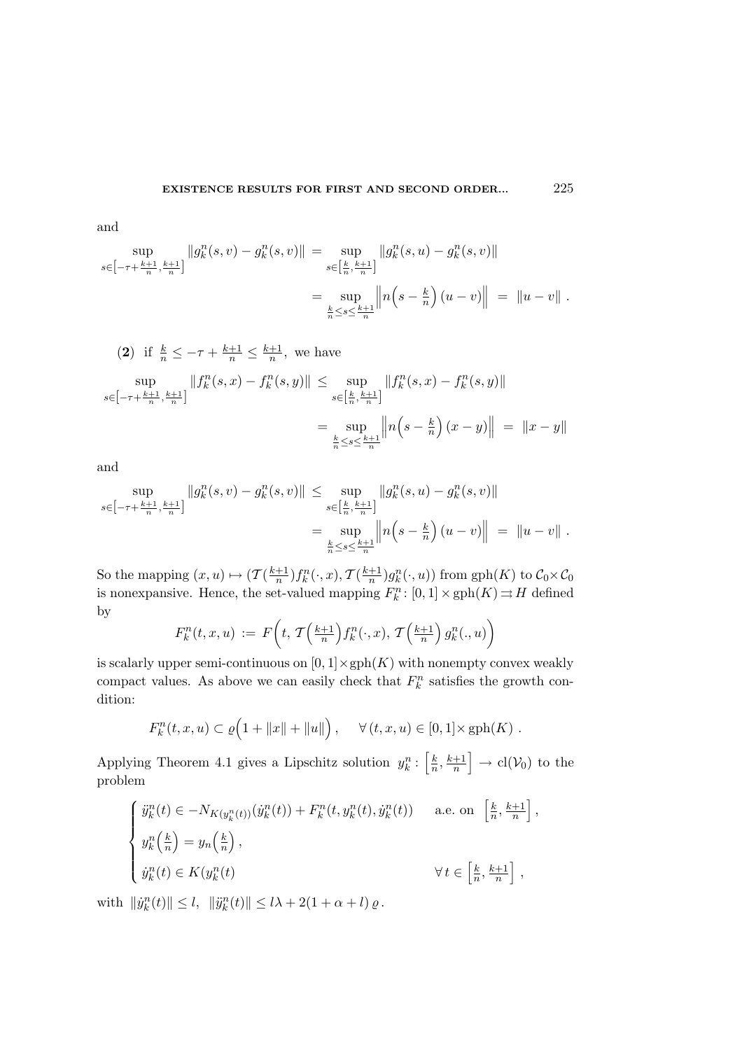and

$$\sup_{s\in\left[-\tau+\frac{k+1}{n},\frac{k+1}{n}\right]} \|g_k^n(s,v)-g_k^n(s,v)\| = \sup_{s\in\left[\frac{k}{n},\frac{k+1}{n}\right]} \|g_k^n(s,u)-g_k^n(s,v)\|$$

$$= \sup_{\frac{k}{n}\le s\le \frac{k+1}{n}} \left\| n\Big(s-\frac{k}{n}\Big)(u-v)\right\| = \|u-v\| .$$

(**2**) if $\frac{k}{n} \le -\tau + \frac{k+1}{n} \le \frac{k+1}{n}$, we have

$$\sup_{s\in\left[-\tau+\frac{k+1}{n},\frac{k+1}{n}\right]} \|f_k^n(s,x)-f_k^n(s,y)\| \le \sup_{s\in\left[\frac{k}{n},\frac{k+1}{n}\right]} \|f_k^n(s,x)-f_k^n(s,y)\|$$

$$= \sup_{\frac{k}{n}\le s\le \frac{k+1}{n}} \left\| n\Big(s-\frac{k}{n}\Big)(x-y)\right\| = \|x-y\|$$

and

$$\sup_{s\in\left[-\tau+\frac{k+1}{n},\frac{k+1}{n}\right]} \|g_k^n(s,v)-g_k^n(s,v)\| \le \sup_{s\in\left[\frac{k}{n},\frac{k+1}{n}\right]} \|g_k^n(s,u)-g_k^n(s,v)\|$$

$$= \sup_{\frac{k}{n}\le s\le \frac{k+1}{n}} \left\| n\Big(s-\frac{k}{n}\Big)(u-v)\right\| = \|u-v\| .$$

So the mapping $(x,u)\mapsto (\mathcal{T}(\frac{k+1}{n})f_k^n(\cdot,x), \mathcal{T}(\frac{k+1}{n})g_k^n(\cdot,u))$ from $\mathrm{gph}(K)$ to $\mathcal{C}_0\times\mathcal{C}_0$ is nonexpansive. Hence, the set-valued mapping $F_k^n\colon [0,1]\times \mathrm{gph}(K) \rightrightarrows H$ defined by

$$F_k^n(t,x,u) := F\Big(t,\, \mathcal{T}\Big(\tfrac{k+1}{n}\Big) f_k^n(\cdot,x),\, \mathcal{T}\Big(\tfrac{k+1}{n}\Big)\, g_k^n(.,u)\Big)$$

is scalarly upper semi-continuous on $[0,1]\times\mathrm{gph}(K)$ with nonempty convex weakly compact values. As above we can easily check that $F_k^n$ satisfies the growth condition:

$$F_k^n(t,x,u) \subset \varrho\Big(1+\|x\|+\|u\|\Big), \qquad \forall\,(t,x,u)\in[0,1]\times \mathrm{gph}(K) .$$

Applying Theorem 4.1 gives a Lipschitz solution $y_k^n\colon \left[\frac{k}{n},\frac{k+1}{n}\right] \to \mathrm{cl}(\mathcal{V}_0)$ to the problem

$$\begin{cases} \ddot{y}_k^n(t) \in -N_{K(y_k^n(t))}(\dot{y}_k^n(t)) + F_k^n(t, y_k^n(t), \dot{y}_k^n(t)) & \text{a.e. on } \left[\frac{k}{n},\frac{k+1}{n}\right], \\ y_k^n\Big(\frac{k}{n}\Big) = y_n\Big(\frac{k}{n}\Big) , & \\ \dot{y}_k^n(t) \in K(y_k^n(t) & \forall\, t\in \left[\frac{k}{n},\frac{k+1}{n}\right] , \end{cases}$$

with $\|\dot{y}_k^n(t)\| \le l,\ \ \|\ddot{y}_k^n(t)\| \le l\lambda + 2(1+\alpha+l)\,\varrho$.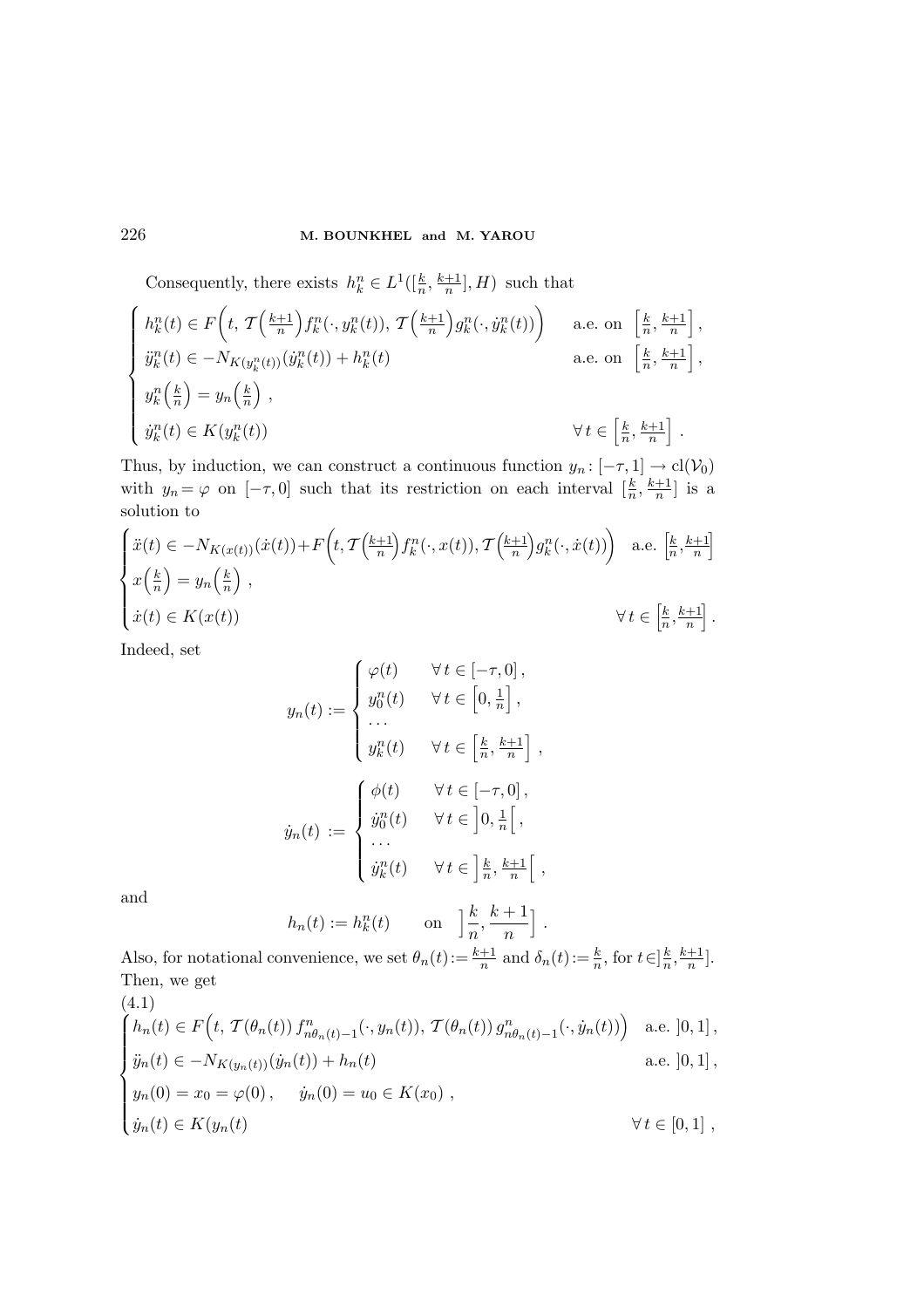Consequently, there exists $h_k^n \in L^1([\frac{k}{n}, \frac{k+1}{n}], H)$ such that

$$
\begin{cases}
h_k^n(t) \in F\Big(t,\, \mathcal{T}\Big(\frac{k+1}{n}\Big) f_k^n(\cdot, y_k^n(t)),\, \mathcal{T}\Big(\frac{k+1}{n}\Big) g_k^n(\cdot, \dot{y}_k^n(t))\Big) & \text{a.e. on } \Big[\frac{k}{n}, \frac{k+1}{n}\Big], \\
\ddot{y}_k^n(t) \in -N_{K(y_k^n(t))}(\dot{y}_k^n(t)) + h_k^n(t) & \text{a.e. on } \Big[\frac{k}{n}, \frac{k+1}{n}\Big], \\
y_k^n\Big(\frac{k}{n}\Big) = y_n\Big(\frac{k}{n}\Big)\,, & \\
\dot{y}_k^n(t) \in K(y_k^n(t)) & \forall\, t \in \Big[\frac{k}{n}, \frac{k+1}{n}\Big]\,.
\end{cases}
$$

Thus, by induction, we can construct a continuous function $y_n \colon [-\tau, 1] \to \mathrm{cl}(\mathcal{V}_0)$ with $y_n = \varphi$ on $[-\tau, 0]$ such that its restriction on each interval $[\frac{k}{n}, \frac{k+1}{n}]$ is a solution to

$$
\begin{cases}
\ddot{x}(t) \in -N_{K(x(t))}(\dot{x}(t)) + F\Big(t, \mathcal{T}\Big(\frac{k+1}{n}\Big) f_k^n(\cdot, x(t)), \mathcal{T}\Big(\frac{k+1}{n}\Big) g_k^n(\cdot, \dot{x}(t))\Big) & \text{a.e. } \Big[\frac{k}{n}, \frac{k+1}{n}\Big] \\
x\Big(\frac{k}{n}\Big) = y_n\Big(\frac{k}{n}\Big)\,, & \\
\dot{x}(t) \in K(x(t)) & \forall\, t \in \Big[\frac{k}{n}, \frac{k+1}{n}\Big]\,.
\end{cases}
$$

Indeed, set

$$
y_n(t) := \begin{cases}
\varphi(t) & \forall\, t \in [-\tau, 0]\,, \\
y_0^n(t) & \forall\, t \in \Big[0, \frac{1}{n}\Big]\,, \\
\cdots & \\
y_k^n(t) & \forall\, t \in \Big[\frac{k}{n}, \frac{k+1}{n}\Big]\,,
\end{cases}
$$

$$
\dot{y}_n(t) := \begin{cases}
\phi(t) & \forall\, t \in [-\tau, 0]\,, \\
\dot{y}_0^n(t) & \forall\, t \in \Big]0, \frac{1}{n}\Big[\,, \\
\cdots & \\
\dot{y}_k^n(t) & \forall\, t \in \Big]\frac{k}{n}, \frac{k+1}{n}\Big[\,,
\end{cases}
$$

and

$$
h_n(t) := h_k^n(t) \qquad \text{on} \quad \Big]\frac{k}{n}, \frac{k+1}{n}\Big]\,.
$$

Also, for notational convenience, we set $\theta_n(t) := \frac{k+1}{n}$ and $\delta_n(t) := \frac{k}{n}$, for $t \in ]\frac{k}{n}, \frac{k+1}{n}]$. Then, we get

(4.1)
$$
\begin{cases}
h_n(t) \in F\Big(t,\, \mathcal{T}(\theta_n(t))\, f_{n\theta_n(t)-1}^n(\cdot, y_n(t)),\, \mathcal{T}(\theta_n(t))\, g_{n\theta_n(t)-1}^n(\cdot, \dot{y}_n(t))\Big) & \text{a.e. } ]0, 1]\,, \\
\ddot{y}_n(t) \in -N_{K(y_n(t))}(\dot{y}_n(t)) + h_n(t) & \text{a.e. } ]0, 1]\,, \\
y_n(0) = x_0 = \varphi(0)\,, \quad \dot{y}_n(0) = u_0 \in K(x_0)\,, & \\
\dot{y}_n(t) \in K(y_n(t) & \forall\, t \in [0, 1]\,,
\end{cases}
$$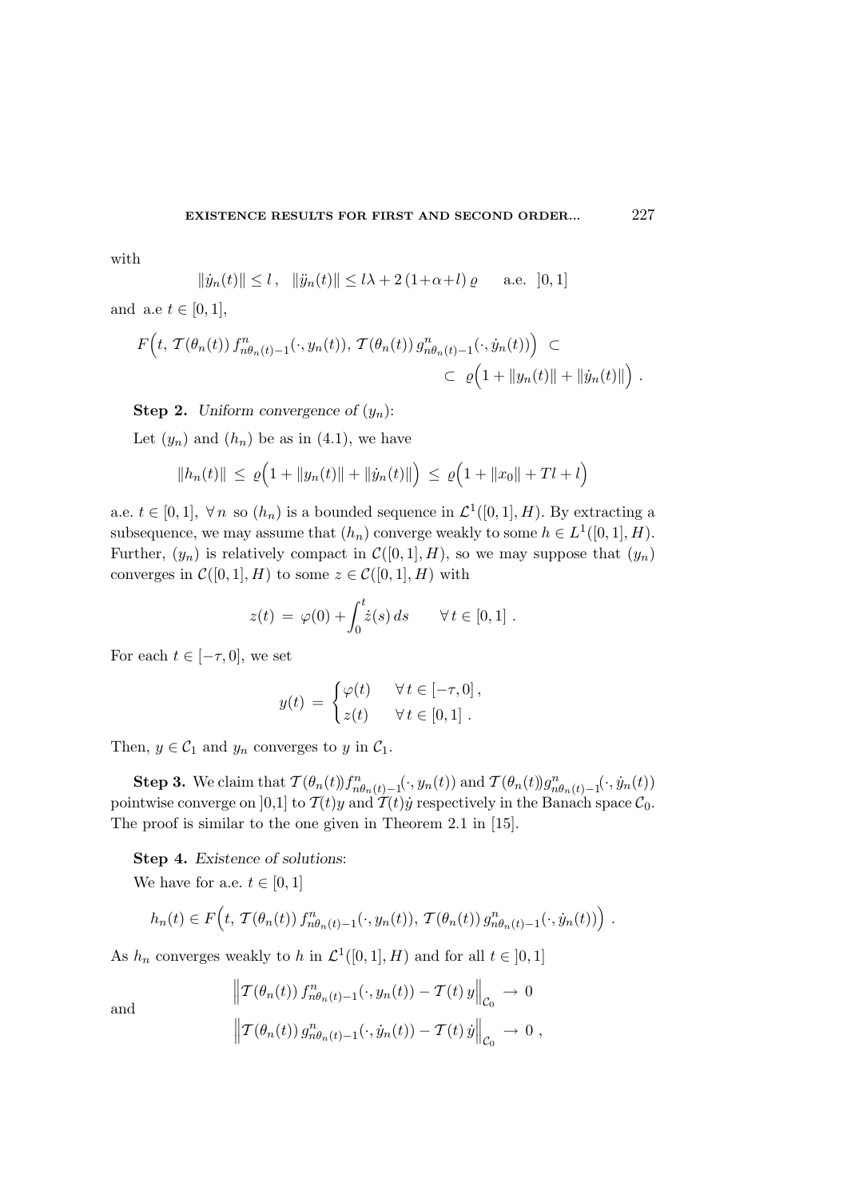with

$$\|\dot{y}_n(t)\| \leq l\,, \quad \|\ddot{y}_n(t)\| \leq l\lambda + 2\,(1+\alpha+l)\,\varrho \qquad \text{a.e. } \;]0,1]$$

and a.e $t \in [0,1]$,

$$F\Big(t,\, \mathcal{T}(\theta_n(t))\, f^n_{n\theta_n(t)-1}(\cdot, y_n(t)),\, \mathcal{T}(\theta_n(t))\, g^n_{n\theta_n(t)-1}(\cdot, \dot{y}_n(t))\Big) \;\subset\; \varrho\Big(1 + \|y_n(t)\| + \|\dot{y}_n(t)\|\Big)\,.$$

**Step 2.** *Uniform convergence of* $(y_n)$:

Let $(y_n)$ and $(h_n)$ be as in (4.1), we have

$$\|h_n(t)\| \;\leq\; \varrho\Big(1 + \|y_n(t)\| + \|\dot{y}_n(t)\|\Big) \;\leq\; \varrho\Big(1 + \|x_0\| + Tl + l\Big)$$

a.e. $t \in [0,1]$, $\forall\, n$ so $(h_n)$ is a bounded sequence in $\mathcal{L}^1([0,1], H)$. By extracting a subsequence, we may assume that $(h_n)$ converge weakly to some $h \in L^1([0,1], H)$. Further, $(y_n)$ is relatively compact in $\mathcal{C}([0,1], H)$, so we may suppose that $(y_n)$ converges in $\mathcal{C}([0,1], H)$ to some $z \in \mathcal{C}([0,1], H)$ with

$$z(t) \;=\; \varphi(0) + \int_0^t \dot{z}(s)\, ds \qquad \forall\, t \in [0,1]\,.$$

For each $t \in [-\tau, 0]$, we set

$$y(t) \;=\; \begin{cases} \varphi(t) & \forall\, t \in [-\tau, 0]\,, \\ z(t) & \forall\, t \in [0,1]\,. \end{cases}$$

Then, $y \in \mathcal{C}_1$ and $y_n$ converges to $y$ in $\mathcal{C}_1$.

**Step 3.** We claim that $\mathcal{T}(\theta_n(t)) f^n_{n\theta_n(t)-1}(\cdot, y_n(t))$ and $\mathcal{T}(\theta_n(t)) g^n_{n\theta_n(t)-1}(\cdot, \dot{y}_n(t))$ pointwise converge on $]0,1]$ to $\mathcal{T}(t)y$ and $\mathcal{T}(t)\dot{y}$ respectively in the Banach space $\mathcal{C}_0$. The proof is similar to the one given in Theorem 2.1 in [15].

**Step 4.** *Existence of solutions*:

We have for a.e. $t \in [0,1]$

$$h_n(t) \in F\Big(t,\, \mathcal{T}(\theta_n(t))\, f^n_{n\theta_n(t)-1}(\cdot, y_n(t)),\, \mathcal{T}(\theta_n(t))\, g^n_{n\theta_n(t)-1}(\cdot, \dot{y}_n(t))\Big)\,.$$

As $h_n$ converges weakly to $h$ in $\mathcal{L}^1([0,1], H)$ and for all $t \in\, ]0,1]$

$$\Big\|\mathcal{T}(\theta_n(t))\, f^n_{n\theta_n(t)-1}(\cdot, y_n(t)) - \mathcal{T}(t)\, y\Big\|_{\mathcal{C}_0} \;\to\; 0$$

and

$$\Big\|\mathcal{T}(\theta_n(t))\, g^n_{n\theta_n(t)-1}(\cdot, \dot{y}_n(t)) - \mathcal{T}(t)\, \dot{y}\Big\|_{\mathcal{C}_0} \;\to\; 0\,,$$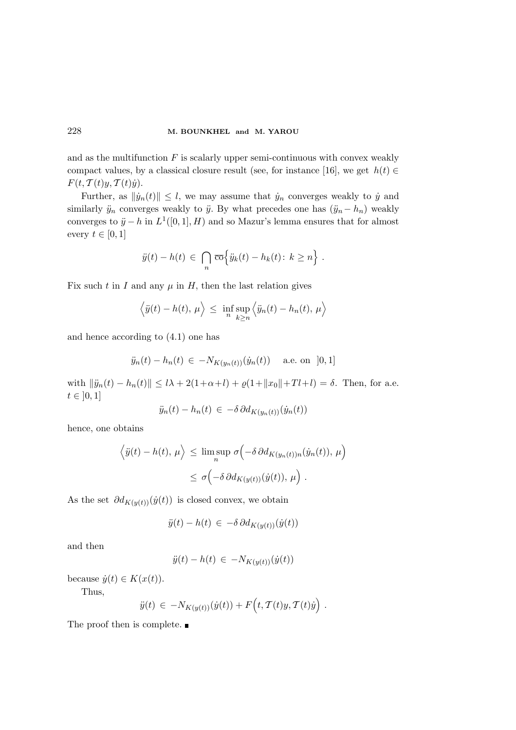and as the multifunction $F$ is scalarly upper semi-continuous with convex weakly compact values, by a classical closure result (see, for instance [16], we get $h(t) \in F(t, \mathcal{T}(t)y, \mathcal{T}(t)\dot{y})$.

Further, as $\|\dot{y}_n(t)\| \le l$, we may assume that $\dot{y}_n$ converges weakly to $\dot{y}$ and similarly $\ddot{y}_n$ converges weakly to $\ddot{y}$. By what precedes one has $(\ddot{y}_n - h_n)$ weakly converges to $\ddot{y} - h$ in $L^1([0,1], H)$ and so Mazur's lemma ensures that for almost every $t \in [0,1]$

$$\ddot{y}(t) - h(t) \in \bigcap_n \overline{\mathrm{co}}\Big\{\ddot{y}_k(t) - h_k(t) \colon k \ge n\Big\} .$$

Fix such $t$ in $I$ and any $\mu$ in $H$, then the last relation gives

$$\Big\langle \ddot{y}(t) - h(t), \mu \Big\rangle \le \inf_n \sup_{k \ge n} \Big\langle \ddot{y}_n(t) - h_n(t), \mu \Big\rangle$$

and hence according to (4.1) one has

$$\ddot{y}_n(t) - h_n(t) \in -N_{K(y_n(t))}(\dot{y}_n(t)) \quad \text{ a.e. on } \;]0,1]$$

with $\|\ddot{y}_n(t) - h_n(t)\| \le l\lambda + 2(1+\alpha+l) + \varrho(1+\|x_0\|+Tl+l) = \delta$. Then, for a.e. $t \in \,]0,1]$

$$\ddot{y}_n(t) - h_n(t) \in -\delta\, \partial d_{K(y_n(t))}(\dot{y}_n(t))$$

hence, one obtains

$$\begin{aligned} \Big\langle \ddot{y}(t) - h(t), \mu \Big\rangle &\le \limsup_n \sigma\Big(-\delta\, \partial d_{K(y_n(t))n}(\dot{y}_n(t)), \mu\Big) \\ &\le \sigma\Big(-\delta\, \partial d_{K(y(t))}(\dot{y}(t)), \mu\Big) . \end{aligned}$$

As the set $\partial d_{K(y(t))}(\dot{y}(t))$ is closed convex, we obtain

$$\ddot{y}(t) - h(t) \in -\delta\, \partial d_{K(y(t))}(\dot{y}(t))$$

and then

$$\ddot{y}(t) - h(t) \in -N_{K(y(t))}(\dot{y}(t))$$

because $\dot{y}(t) \in K(x(t))$.

Thus,

$$\ddot{y}(t) \in -N_{K(y(t))}(\dot{y}(t)) + F\Big(t, \mathcal{T}(t)y, \mathcal{T}(t)\dot{y}\Big) .$$

The proof then is complete. ∎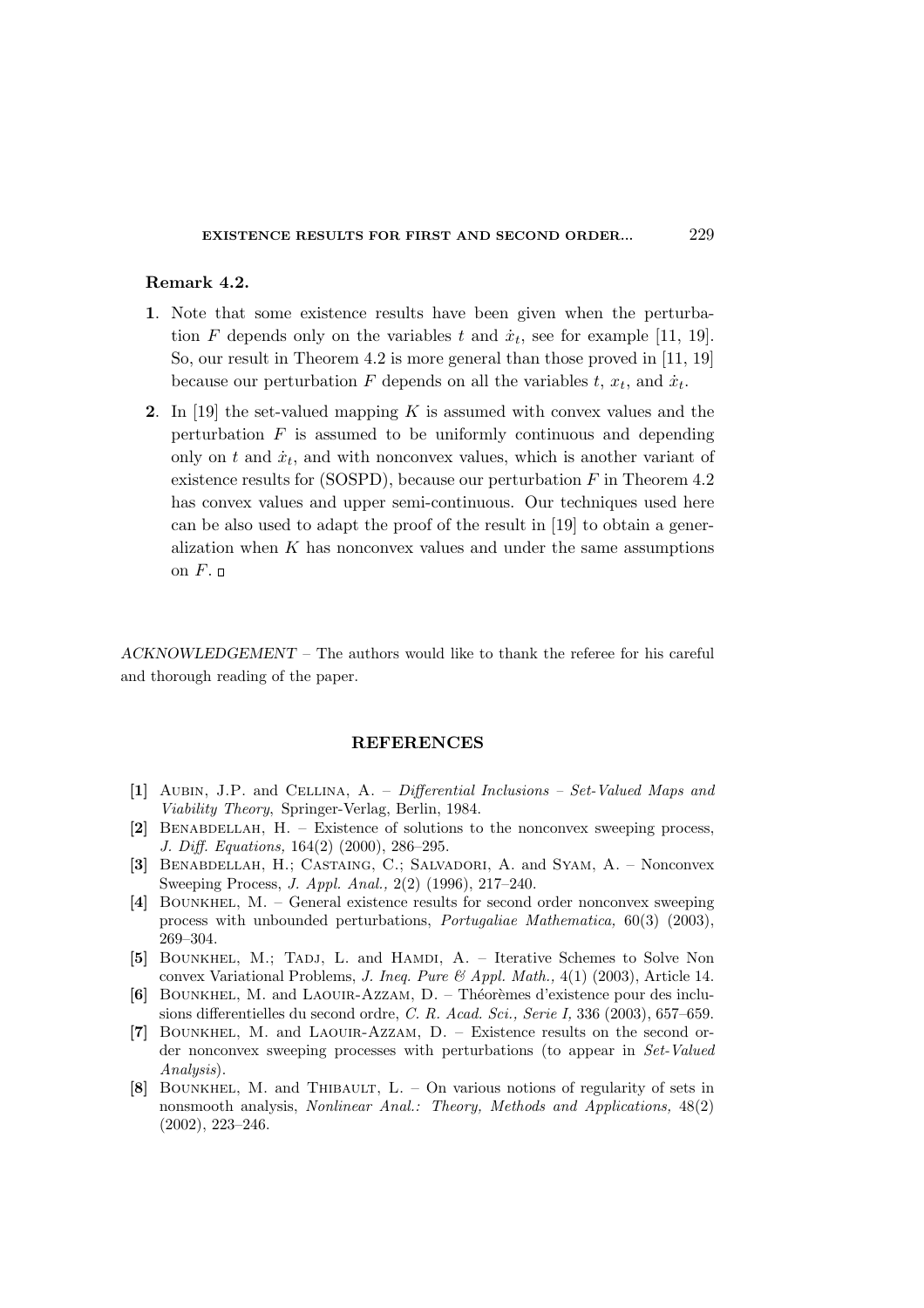**Remark 4.2.**

1. Note that some existence results have been given when the perturbation $F$ depends only on the variables $t$ and $\dot{x}_t$, see for example [11, 19]. So, our result in Theorem 4.2 is more general than those proved in [11, 19] because our perturbation $F$ depends on all the variables $t$, $x_t$, and $\dot{x}_t$.

2. In [19] the set-valued mapping $K$ is assumed with convex values and the perturbation $F$ is assumed to be uniformly continuous and depending only on $t$ and $\dot{x}_t$, and with nonconvex values, which is another variant of existence results for (SOSPD), because our perturbation $F$ in Theorem 4.2 has convex values and upper semi-continuous. Our techniques used here can be also used to adapt the proof of the result in [19] to obtain a generalization when $K$ has nonconvex values and under the same assumptions on $F$. □

*ACKNOWLEDGEMENT* – The authors would like to thank the referee for his careful and thorough reading of the paper.

## REFERENCES

**[1]** Aubin, J.P. and Cellina, A. – *Differential Inclusions – Set-Valued Maps and Viability Theory*, Springer-Verlag, Berlin, 1984.

**[2]** Benabdellah, H. – Existence of solutions to the nonconvex sweeping process, *J. Diff. Equations,* 164(2) (2000), 286–295.

**[3]** Benabdellah, H.; Castaing, C.; Salvadori, A. and Syam, A. – Nonconvex Sweeping Process, *J. Appl. Anal.,* 2(2) (1996), 217–240.

**[4]** Bounkhel, M. – General existence results for second order nonconvex sweeping process with unbounded perturbations, *Portugaliae Mathematica,* 60(3) (2003), 269–304.

**[5]** Bounkhel, M.; Tadj, L. and Hamdi, A. – Iterative Schemes to Solve Non convex Variational Problems, *J. Ineq. Pure & Appl. Math.,* 4(1) (2003), Article 14.

**[6]** Bounkhel, M. and Laouir-Azzam, D. – Théorèmes d'existence pour des inclusions differentielles du second ordre, *C. R. Acad. Sci., Serie I,* 336 (2003), 657–659.

**[7]** Bounkhel, M. and Laouir-Azzam, D. – Existence results on the second order nonconvex sweeping processes with perturbations (to appear in *Set-Valued Analysis*).

**[8]** Bounkhel, M. and Thibault, L. – On various notions of regularity of sets in nonsmooth analysis, *Nonlinear Anal.: Theory, Methods and Applications,* 48(2) (2002), 223–246.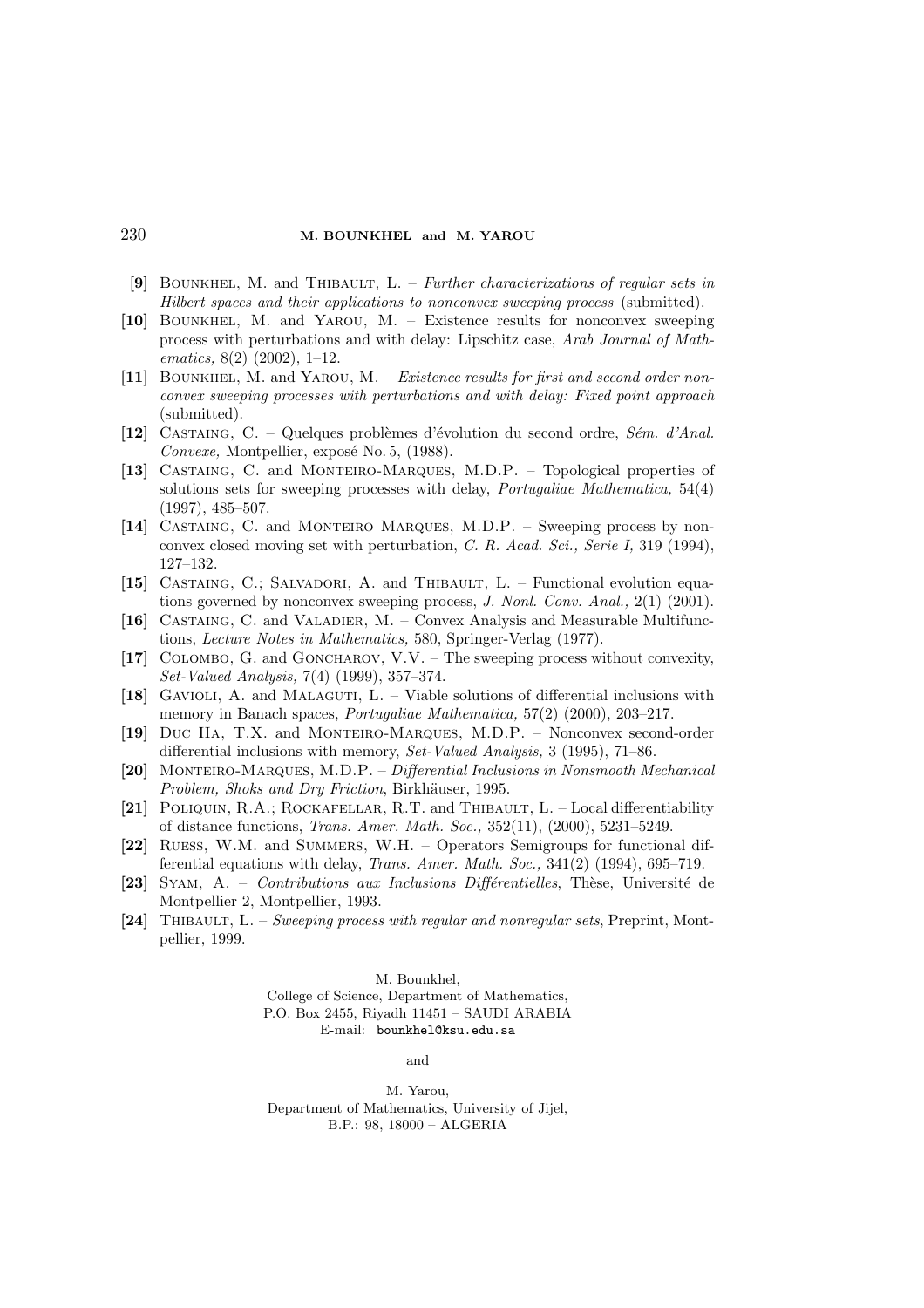**[9]** Bounkhel, M. and Thibault, L. – *Further characterizations of regular sets in Hilbert spaces and their applications to nonconvex sweeping process* (submitted).

**[10]** Bounkhel, M. and Yarou, M. – Existence results for nonconvex sweeping process with perturbations and with delay: Lipschitz case, *Arab Journal of Mathematics,* 8(2) (2002), 1–12.

**[11]** Bounkhel, M. and Yarou, M. – *Existence results for first and second order nonconvex sweeping processes with perturbations and with delay: Fixed point approach* (submitted).

**[12]** Castaing, C. – Quelques problèmes d'évolution du second ordre, *Sém. d'Anal. Convexe,* Montpellier, exposé No. 5, (1988).

**[13]** Castaing, C. and Monteiro-Marques, M.D.P. – Topological properties of solutions sets for sweeping processes with delay, *Portugaliae Mathematica,* 54(4) (1997), 485–507.

**[14]** Castaing, C. and Monteiro Marques, M.D.P. – Sweeping process by nonconvex closed moving set with perturbation, *C. R. Acad. Sci., Serie I,* 319 (1994), 127–132.

**[15]** Castaing, C.; Salvadori, A. and Thibault, L. – Functional evolution equations governed by nonconvex sweeping process, *J. Nonl. Conv. Anal.,* 2(1) (2001).

**[16]** Castaing, C. and Valadier, M. – Convex Analysis and Measurable Multifunctions, *Lecture Notes in Mathematics,* 580, Springer-Verlag (1977).

**[17]** Colombo, G. and Goncharov, V.V. – The sweeping process without convexity, *Set-Valued Analysis,* 7(4) (1999), 357–374.

**[18]** Gavioli, A. and Malaguti, L. – Viable solutions of differential inclusions with memory in Banach spaces, *Portugaliae Mathematica,* 57(2) (2000), 203–217.

**[19]** Duc Ha, T.X. and Monteiro-Marques, M.D.P. – Nonconvex second-order differential inclusions with memory, *Set-Valued Analysis,* 3 (1995), 71–86.

**[20]** Monteiro-Marques, M.D.P. – *Differential Inclusions in Nonsmooth Mechanical Problem, Shoks and Dry Friction*, Birkhäuser, 1995.

**[21]** Poliquin, R.A.; Rockafellar, R.T. and Thibault, L. – Local differentiability of distance functions, *Trans. Amer. Math. Soc.,* 352(11), (2000), 5231–5249.

**[22]** Ruess, W.M. and Summers, W.H. – Operators Semigroups for functional differential equations with delay, *Trans. Amer. Math. Soc.,* 341(2) (1994), 695–719.

**[23]** Syam, A. – *Contributions aux Inclusions Différentielles*, Thèse, Université de Montpellier 2, Montpellier, 1993.

**[24]** Thibault, L. – *Sweeping process with regular and nonregular sets*, Preprint, Montpellier, 1999.

M. Bounkhel,
College of Science, Department of Mathematics,
P.O. Box 2455, Riyadh 11451 – SAUDI ARABIA
E-mail: bounkhel@ksu.edu.sa

and

M. Yarou,
Department of Mathematics, University of Jijel,
B.P.: 98, 18000 – ALGERIA